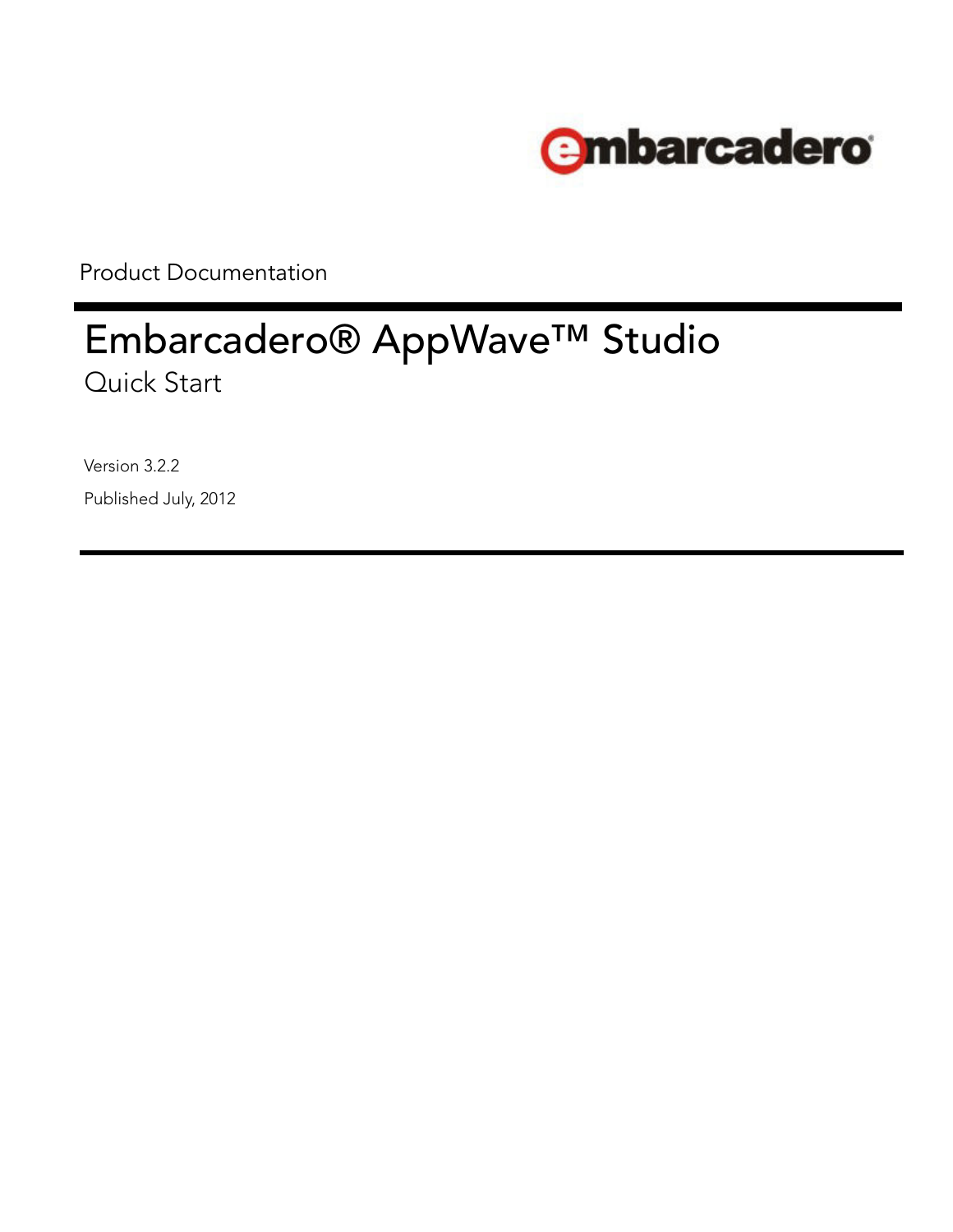embarcadero

Product Documentation

# Embarcadero® AppWave™ Studio

## Quick Start

Version 3.2.2

Published July, 2012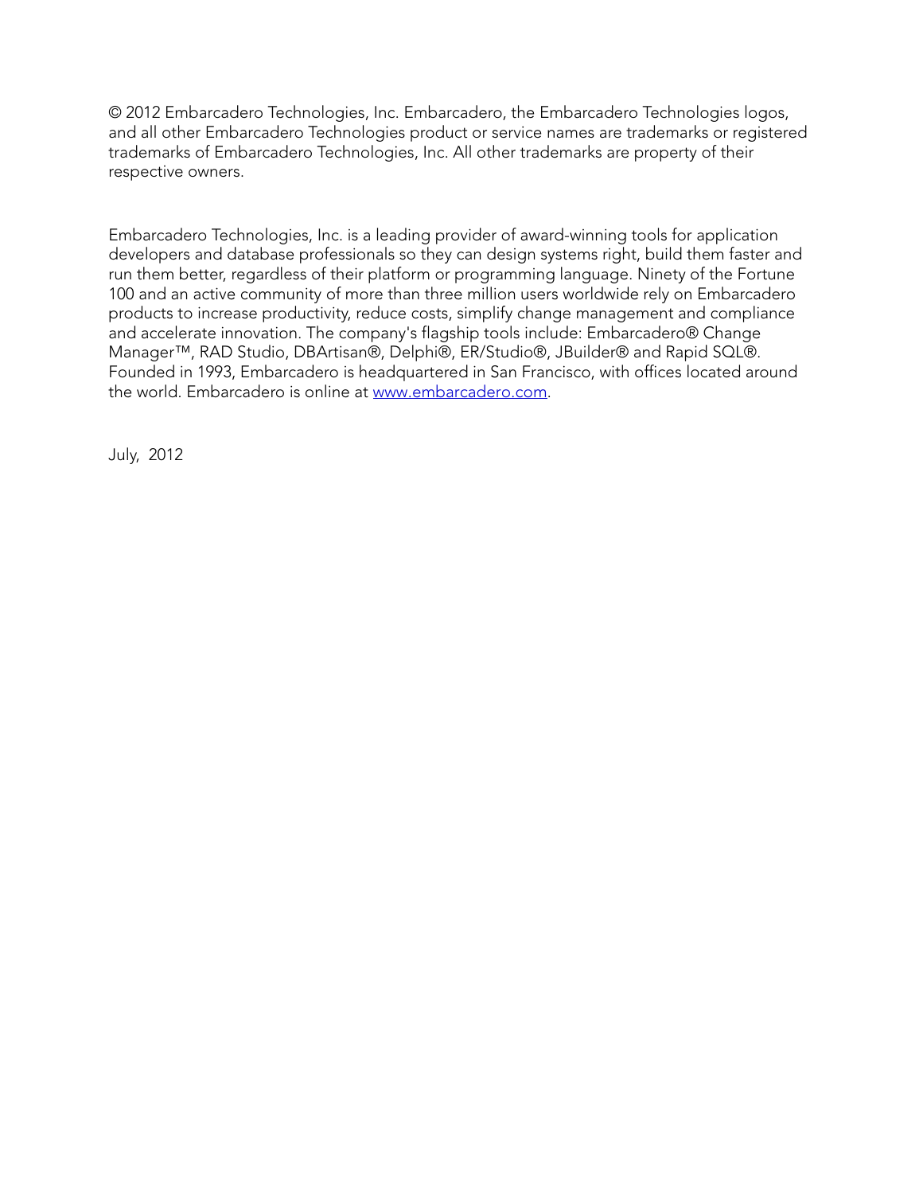© 2012 Embarcadero Technologies, Inc. Embarcadero, the Embarcadero Technologies logos, and all other Embarcadero Technologies product or service names are trademarks or registered trademarks of Embarcadero Technologies, Inc. All other trademarks are property of their respective owners.

Embarcadero Technologies, Inc. is a leading provider of award-winning tools for application developers and database professionals so they can design systems right, build them faster and run them better, regardless of their platform or programming language. Ninety of the Fortune 100 and an active community of more than three million users worldwide rely on Embarcadero products to increase productivity, reduce costs, simplify change management and compliance and accelerate innovation. The company's flagship tools include: Embarcadero® Change Manager™, RAD Studio, DBArtisan®, Delphi®, ER/Studio®, JBuilder® and Rapid SQL®. Founded in 1993, Embarcadero is headquartered in San Francisco, with offices located around the world. Embarcadero is online at [www.embarcadero.com](http://www.embarcadero.com).

July, 2012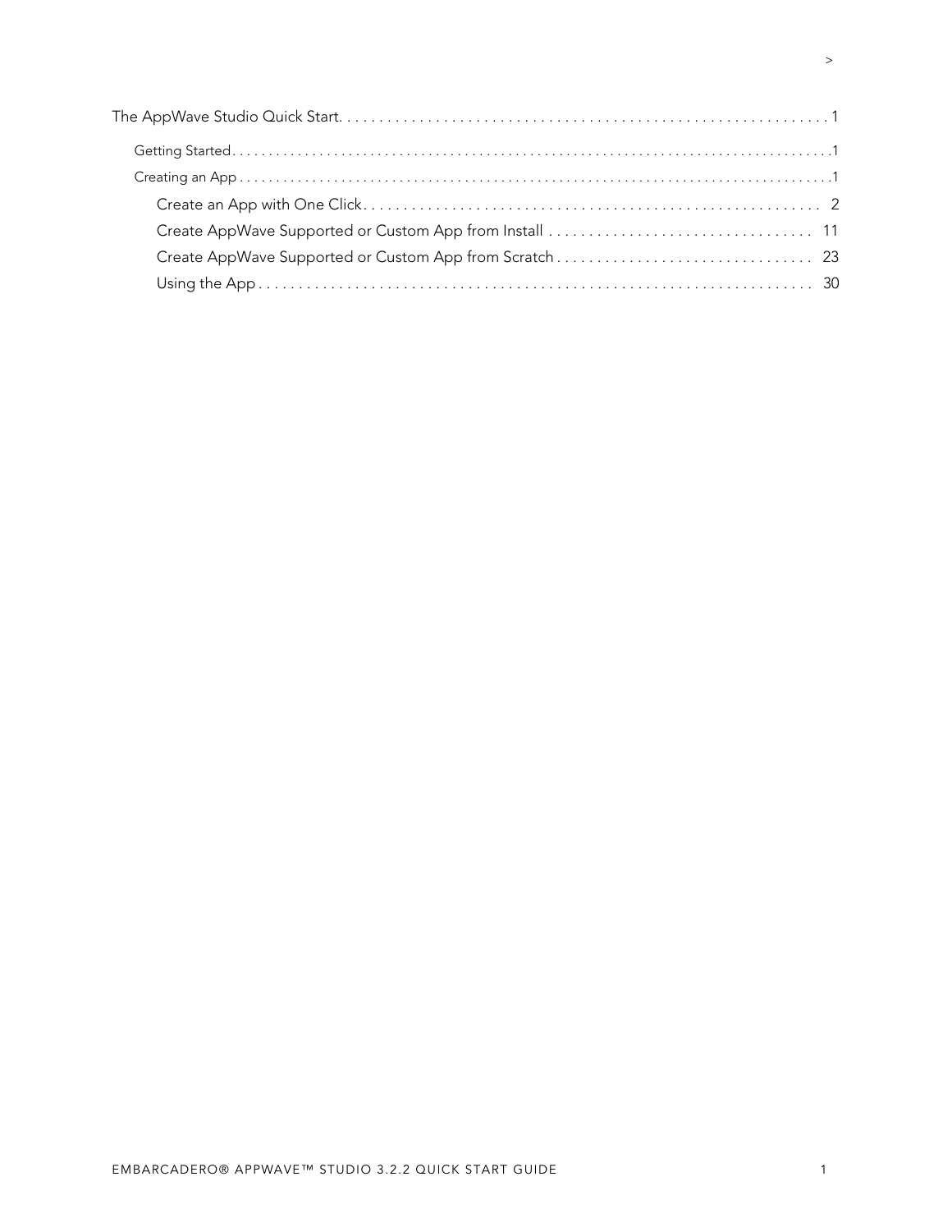The AppWave Studio Quick Start. . . . . . . . . . . . . . . . . . . . . . . . . . . . . . . . . . . . . . . . . . . . . . . . . . . . . . . . . . . . . 1

Getting Started. . . . . . . . . . . . . . . . . . . . . . . . . . . . . . . . . . . . . . . . . . . . . . . . . . . . . . . . . . . . . . . . . . . . . . . . . . . . . . . . .1

Creating an App . . . . . . . . . . . . . . . . . . . . . . . . . . . . . . . . . . . . . . . . . . . . . . . . . . . . . . . . . . . . . . . . . . . . . . . . . . . . . . . .1

Create an App with One Click. . . . . . . . . . . . . . . . . . . . . . . . . . . . . . . . . . . . . . . . . . . . . . . . . . . . . . . . . 2

Create AppWave Supported or Custom App from Install . . . . . . . . . . . . . . . . . . . . . . . . . . . . . . . . . 11

Create AppWave Supported or Custom App from Scratch . . . . . . . . . . . . . . . . . . . . . . . . . . . . . . . . 23

Using the App . . . . . . . . . . . . . . . . . . . . . . . . . . . . . . . . . . . . . . . . . . . . . . . . . . . . . . . . . . . . . . . . . . . . 30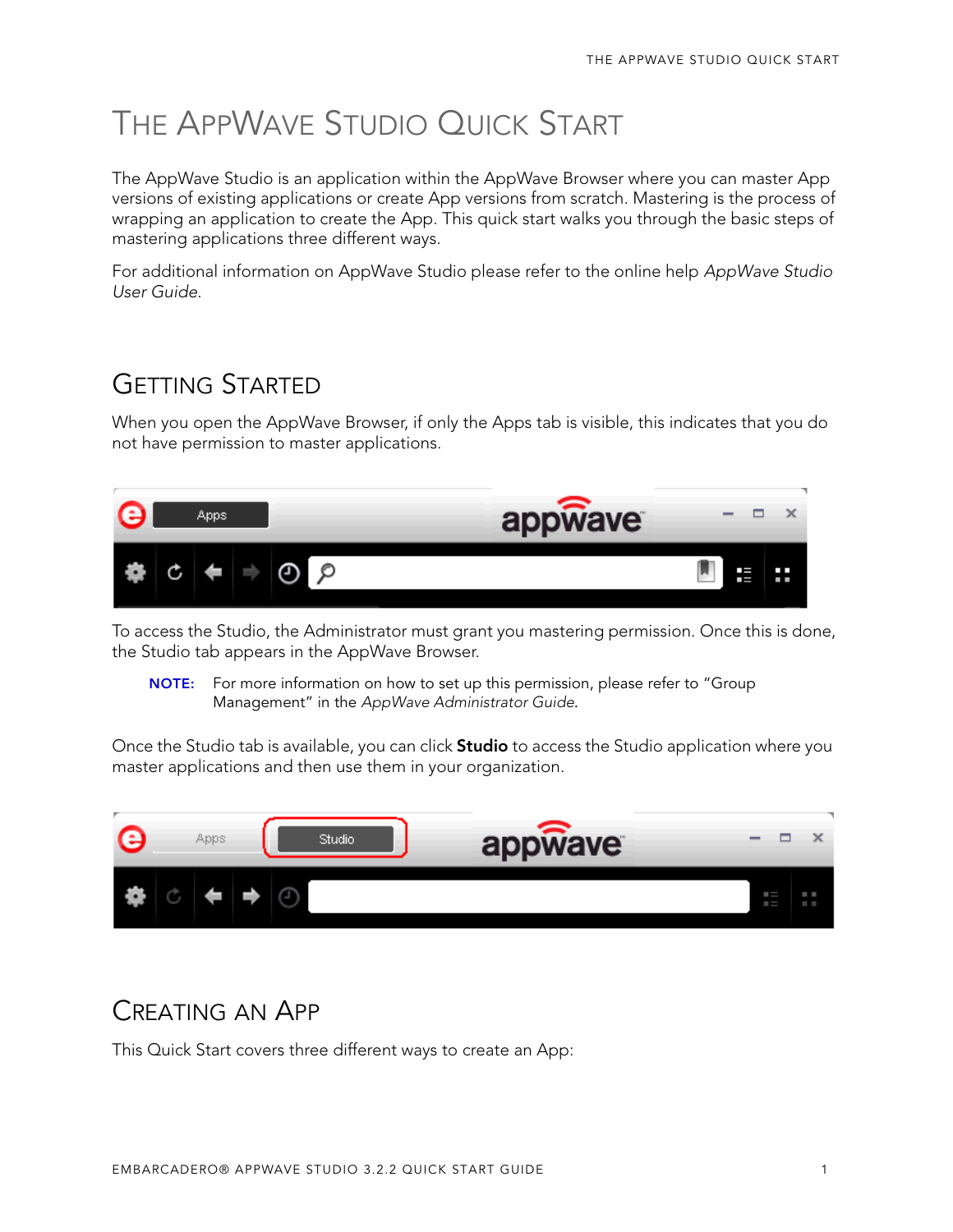# THE APPWAVE STUDIO QUICK START

The AppWave Studio is an application within the AppWave Browser where you can master App versions of existing applications or create App versions from scratch. Mastering is the process of wrapping an application to create the App. This quick start walks you through the basic steps of mastering applications three different ways.

For additional information on AppWave Studio please refer to the online help *AppWave Studio User Guide*.

## GETTING STARTED

When you open the AppWave Browser, if only the Apps tab is visible, this indicates that you do not have permission to master applications.

To access the Studio, the Administrator must grant you mastering permission. Once this is done, the Studio tab appears in the AppWave Browser.

**NOTE:** For more information on how to set up this permission, please refer to "Group Management" in the *AppWave Administrator Guide*.

Once the Studio tab is available, you can click **Studio** to access the Studio application where you master applications and then use them in your organization.

## CREATING AN APP

This Quick Start covers three different ways to create an App: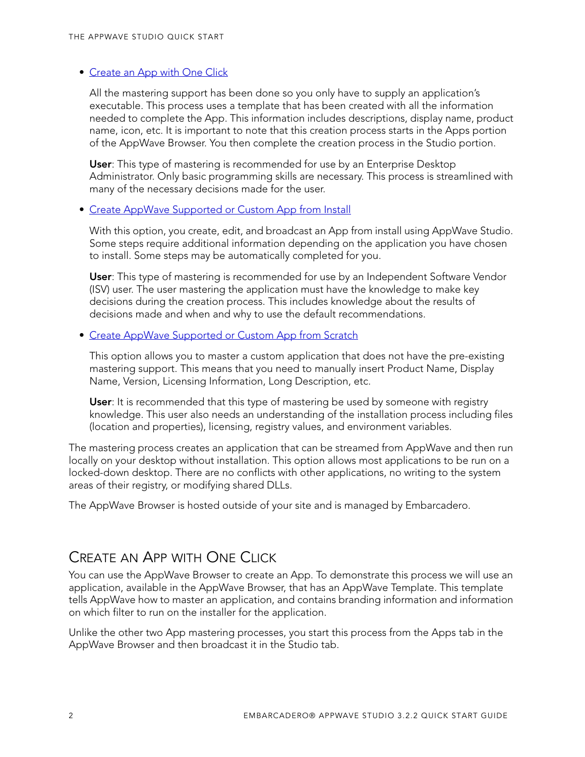- Create an App with One Click

  All the mastering support has been done so you only have to supply an application's executable. This process uses a template that has been created with all the information needed to complete the App. This information includes descriptions, display name, product name, icon, etc. It is important to note that this creation process starts in the Apps portion of the AppWave Browser. You then complete the creation process in the Studio portion.

  **User**: This type of mastering is recommended for use by an Enterprise Desktop Administrator. Only basic programming skills are necessary. This process is streamlined with many of the necessary decisions made for the user.

- Create AppWave Supported or Custom App from Install

  With this option, you create, edit, and broadcast an App from install using AppWave Studio. Some steps require additional information depending on the application you have chosen to install. Some steps may be automatically completed for you.

  **User**: This type of mastering is recommended for use by an Independent Software Vendor (ISV) user. The user mastering the application must have the knowledge to make key decisions during the creation process. This includes knowledge about the results of decisions made and when and why to use the default recommendations.

- Create AppWave Supported or Custom App from Scratch

  This option allows you to master a custom application that does not have the pre-existing mastering support. This means that you need to manually insert Product Name, Display Name, Version, Licensing Information, Long Description, etc.

  **User**: It is recommended that this type of mastering be used by someone with registry knowledge. This user also needs an understanding of the installation process including files (location and properties), licensing, registry values, and environment variables.

The mastering process creates an application that can be streamed from AppWave and then run locally on your desktop without installation. This option allows most applications to be run on a locked-down desktop. There are no conflicts with other applications, no writing to the system areas of their registry, or modifying shared DLLs.

The AppWave Browser is hosted outside of your site and is managed by Embarcadero.

## Create an App with One Click

You can use the AppWave Browser to create an App. To demonstrate this process we will use an application, available in the AppWave Browser, that has an AppWave Template. This template tells AppWave how to master an application, and contains branding information and information on which filter to run on the installer for the application.

Unlike the other two App mastering processes, you start this process from the Apps tab in the AppWave Browser and then broadcast it in the Studio tab.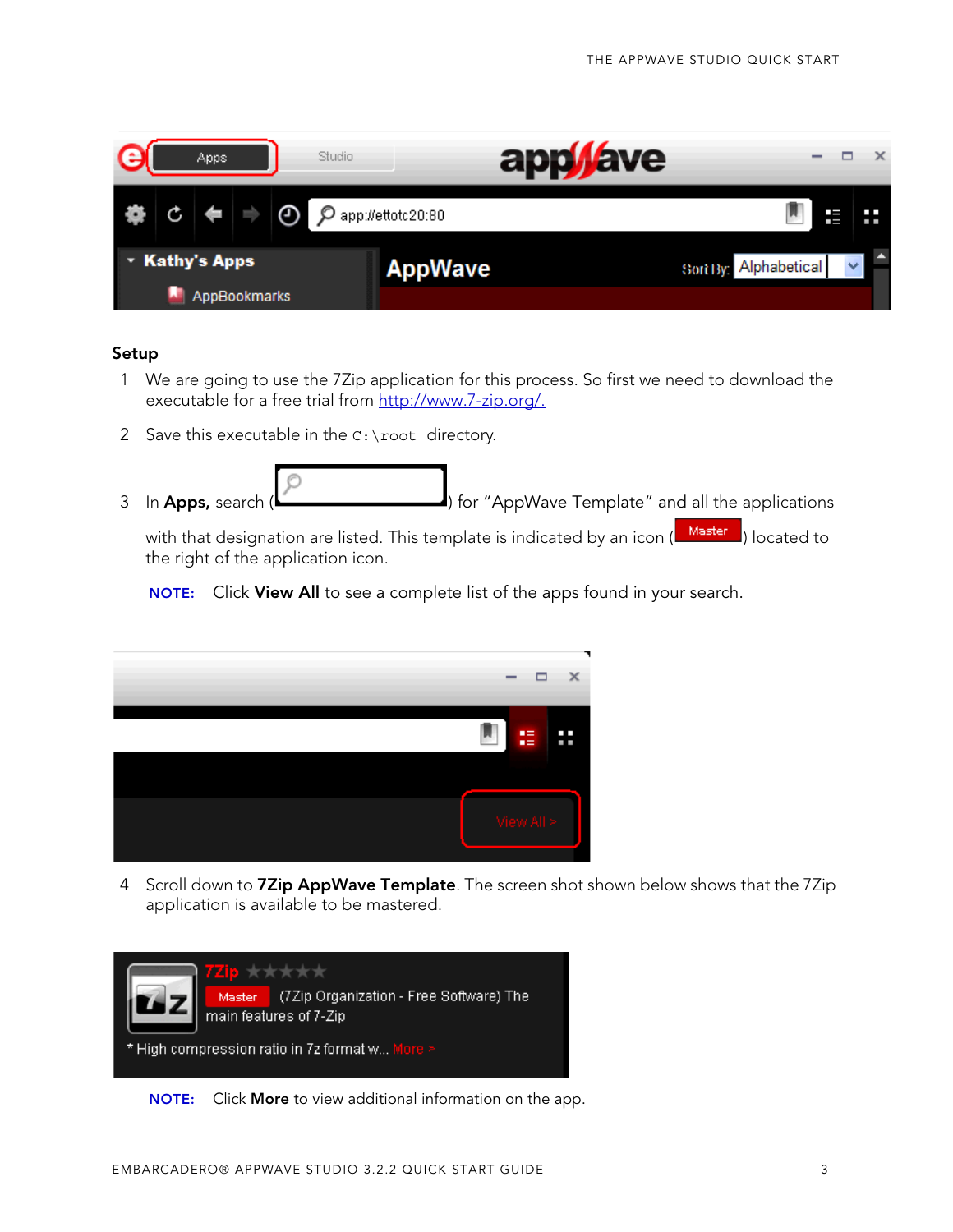## Setup

1 We are going to use the 7Zip application for this process. So first we need to download the executable for a free trial from http://www.7-zip.org/.

2 Save this executable in the `C:\root` directory.

3 In **Apps,** search ( ) for “AppWave Template” and all the applications with that designation are listed. This template is indicated by an icon ( Master ) located to the right of the application icon.

**NOTE:** Click **View All** to see a complete list of the apps found in your search.

4 Scroll down to **7Zip AppWave Template**. The screen shot shown below shows that the 7Zip application is available to be mastered.

**NOTE:** Click **More** to view additional information on the app.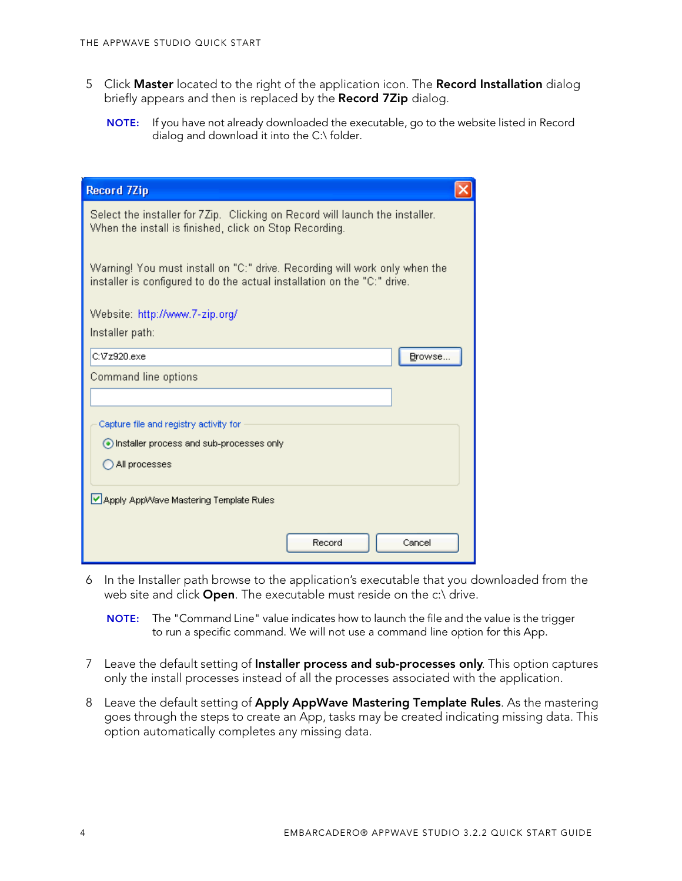5 Click **Master** located to the right of the application icon. The **Record Installation** dialog briefly appears and then is replaced by the **Record 7Zip** dialog.

> **NOTE:** If you have not already downloaded the executable, go to the website listed in Record dialog and download it into the C:\ folder.

6 In the Installer path browse to the application's executable that you downloaded from the web site and click **Open**. The executable must reside on the c:\ drive.

> **NOTE:** The "Command Line" value indicates how to launch the file and the value is the trigger to run a specific command. We will not use a command line option for this App.

7 Leave the default setting of **Installer process and sub-processes only**. This option captures only the install processes instead of all the processes associated with the application.

8 Leave the default setting of **Apply AppWave Mastering Template Rules**. As the mastering goes through the steps to create an App, tasks may be created indicating missing data. This option automatically completes any missing data.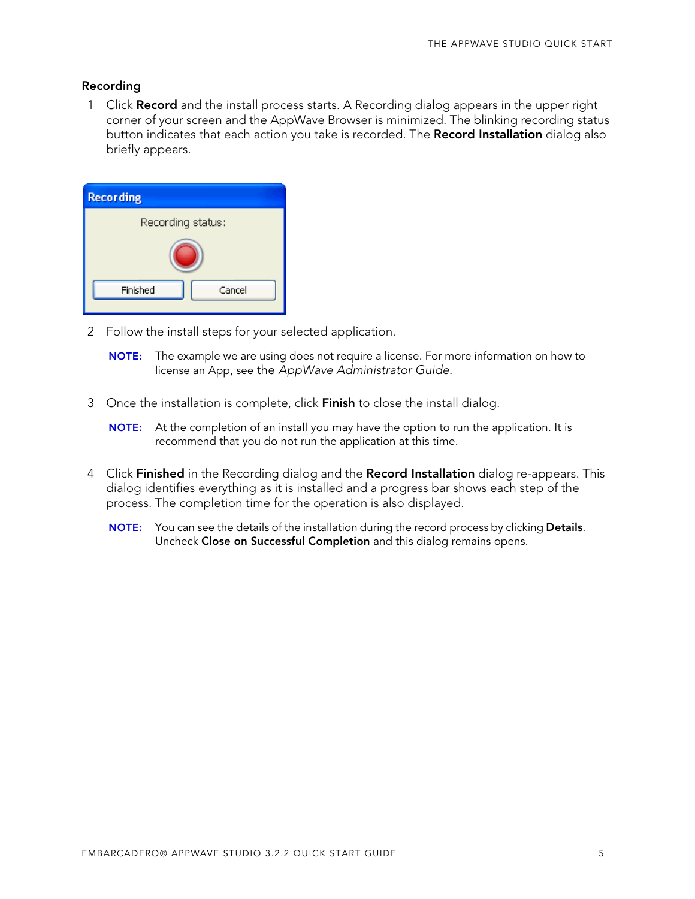### Recording

1. Click **Record** and the install process starts. A Recording dialog appears in the upper right corner of your screen and the AppWave Browser is minimized. The blinking recording status button indicates that each action you take is recorded. The **Record Installation** dialog also briefly appears.

2. Follow the install steps for your selected application.

   **NOTE:** The example we are using does not require a license. For more information on how to license an App, see the *AppWave Administrator Guide*.

3. Once the installation is complete, click **Finish** to close the install dialog.

   **NOTE:** At the completion of an install you may have the option to run the application. It is recommend that you do not run the application at this time.

4. Click **Finished** in the Recording dialog and the **Record Installation** dialog re-appears. This dialog identifies everything as it is installed and a progress bar shows each step of the process. The completion time for the operation is also displayed.

   **NOTE:** You can see the details of the installation during the record process by clicking **Details**. Uncheck **Close on Successful Completion** and this dialog remains opens.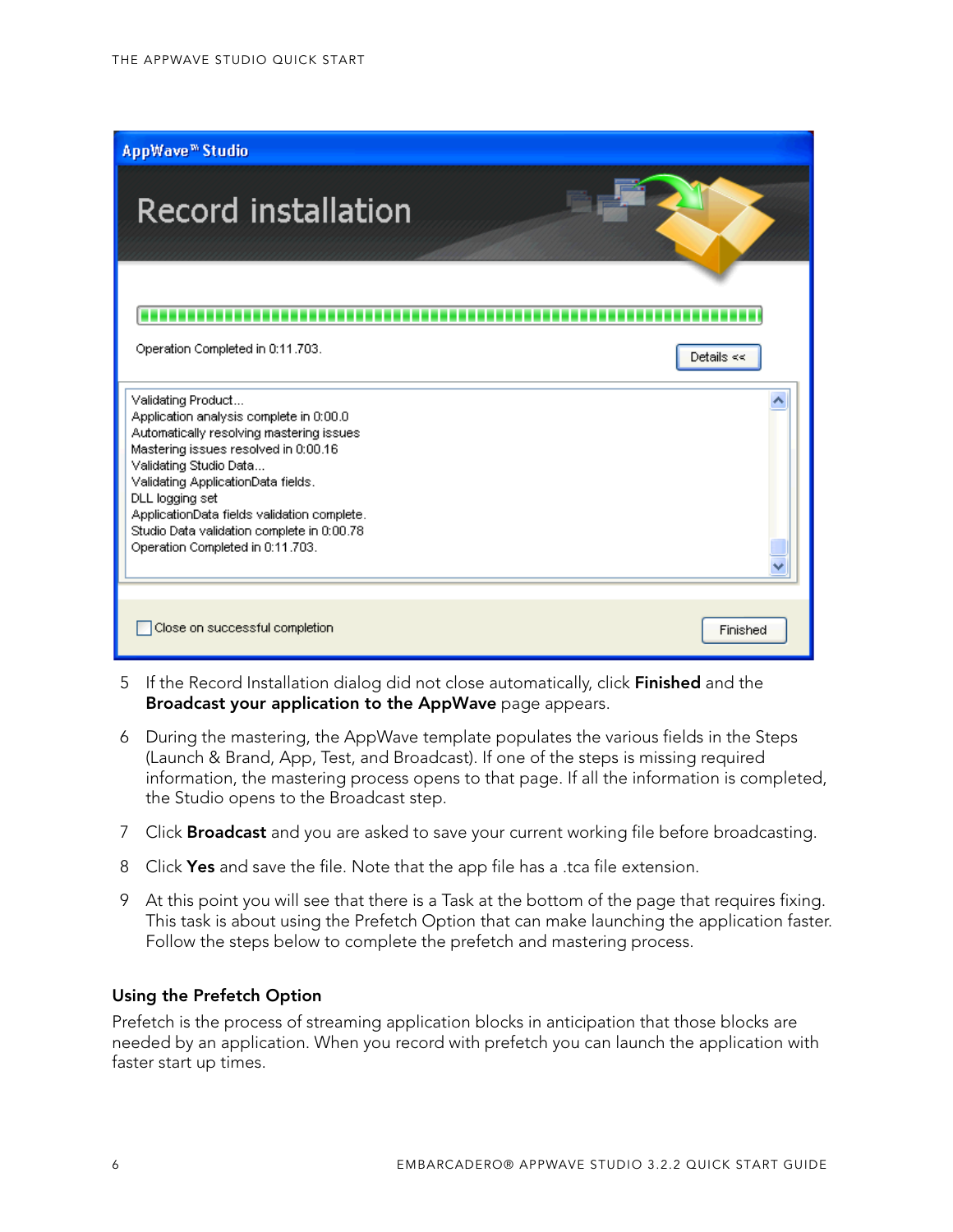5 If the Record Installation dialog did not close automatically, click **Finished** and the **Broadcast your application to the AppWave** page appears.

6 During the mastering, the AppWave template populates the various fields in the Steps (Launch & Brand, App, Test, and Broadcast). If one of the steps is missing required information, the mastering process opens to that page. If all the information is completed, the Studio opens to the Broadcast step.

7 Click **Broadcast** and you are asked to save your current working file before broadcasting.

8 Click **Yes** and save the file. Note that the app file has a .tca file extension.

9 At this point you will see that there is a Task at the bottom of the page that requires fixing. This task is about using the Prefetch Option that can make launching the application faster. Follow the steps below to complete the prefetch and mastering process.

### Using the Prefetch Option

Prefetch is the process of streaming application blocks in anticipation that those blocks are needed by an application. When you record with prefetch you can launch the application with faster start up times.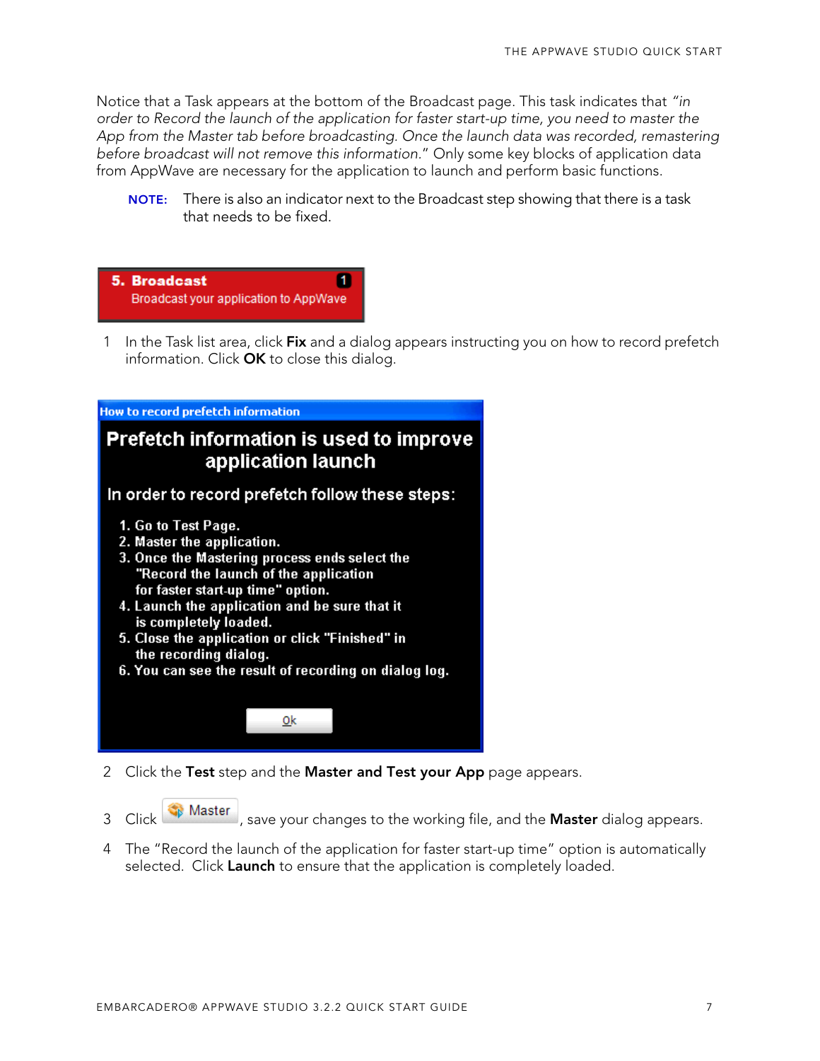Notice that a Task appears at the bottom of the Broadcast page. This task indicates that *"in order to Record the launch of the application for faster start-up time, you need to master the App from the Master tab before broadcasting. Once the launch data was recorded, remastering before broadcast will not remove this information."* Only some key blocks of application data from AppWave are necessary for the application to launch and perform basic functions.

> **NOTE:** There is also an indicator next to the Broadcast step showing that there is a task that needs to be fixed.

**5. Broadcast** 1
Broadcast your application to AppWave

1. In the Task list area, click **Fix** and a dialog appears instructing you on how to record prefetch information. Click **OK** to close this dialog.

**How to record prefetch information**

**Prefetch information is used to improve application launch**

**In order to record prefetch follow these steps:**

1. Go to Test Page.
2. Master the application.
3. Once the Mastering process ends select the "Record the launch of the application for faster start-up time" option.
4. Launch the application and be sure that it is completely loaded.
5. Close the application or click "Finished" in the recording dialog.
6. You can see the result of recording on dialog log.

Ok

2. Click the **Test** step and the **Master and Test your App** page appears.
3. Click Master, save your changes to the working file, and the **Master** dialog appears.
4. The "Record the launch of the application for faster start-up time" option is automatically selected. Click **Launch** to ensure that the application is completely loaded.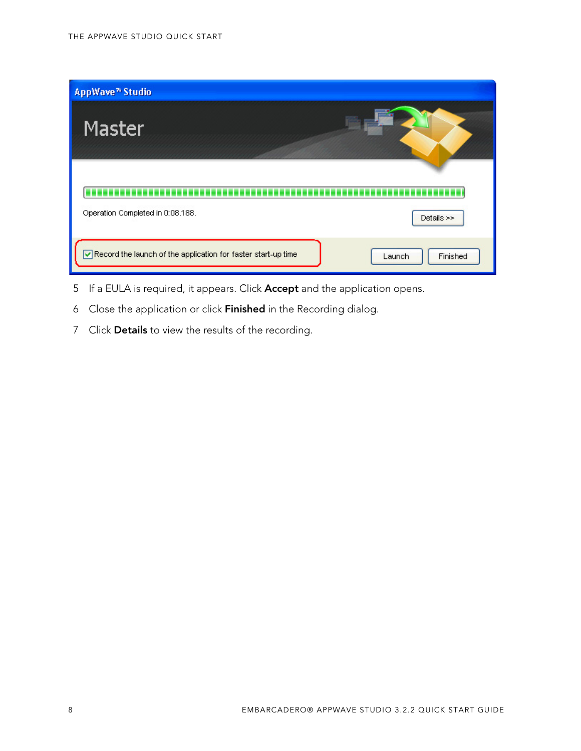5 If a EULA is required, it appears. Click **Accept** and the application opens.

6 Close the application or click **Finished** in the Recording dialog.

7 Click **Details** to view the results of the recording.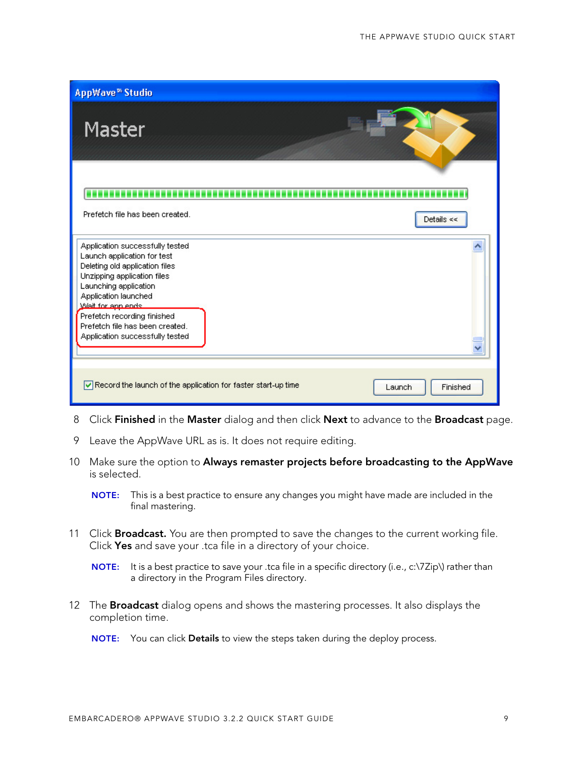8 Click **Finished** in the **Master** dialog and then click **Next** to advance to the **Broadcast** page.

9 Leave the AppWave URL as is. It does not require editing.

10 Make sure the option to **Always remaster projects before broadcasting to the AppWave** is selected.

**NOTE:** This is a best practice to ensure any changes you might have made are included in the final mastering.

11 Click **Broadcast.** You are then prompted to save the changes to the current working file. Click **Yes** and save your .tca file in a directory of your choice.

**NOTE:** It is a best practice to save your .tca file in a specific directory (i.e., c:\7Zip\) rather than a directory in the Program Files directory.

12 The **Broadcast** dialog opens and shows the mastering processes. It also displays the completion time.

**NOTE:** You can click **Details** to view the steps taken during the deploy process.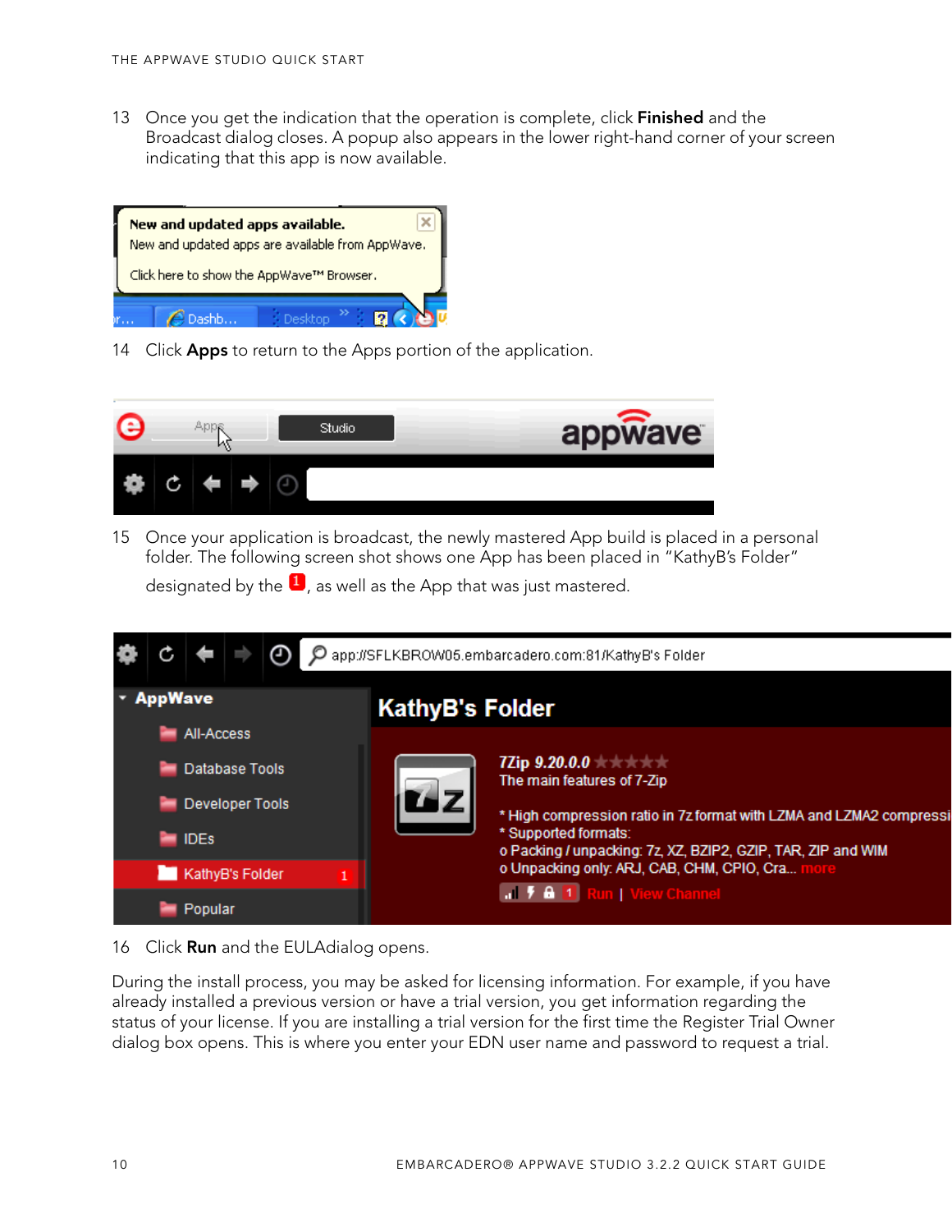13 Once you get the indication that the operation is complete, click **Finished** and the Broadcast dialog closes. A popup also appears in the lower right-hand corner of your screen indicating that this app is now available.

14 Click **Apps** to return to the Apps portion of the application.

15 Once your application is broadcast, the newly mastered App build is placed in a personal folder. The following screen shot shows one App has been placed in "KathyB's Folder" designated by the 1, as well as the App that was just mastered.

16 Click **Run** and the EULAdialog opens.

During the install process, you may be asked for licensing information. For example, if you have already installed a previous version or have a trial version, you get information regarding the status of your license. If you are installing a trial version for the first time the Register Trial Owner dialog box opens. This is where you enter your EDN user name and password to request a trial.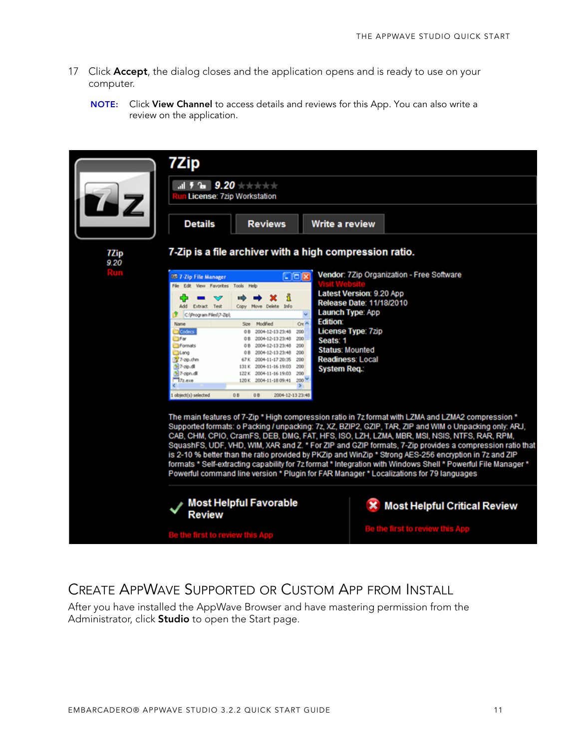17 Click **Accept**, the dialog closes and the application opens and is ready to use on your computer.

**NOTE:** Click **View Channel** to access details and reviews for this App. You can also write a review on the application.

## Create AppWave Supported or Custom App from Install

After you have installed the AppWave Browser and have mastering permission from the Administrator, click **Studio** to open the Start page.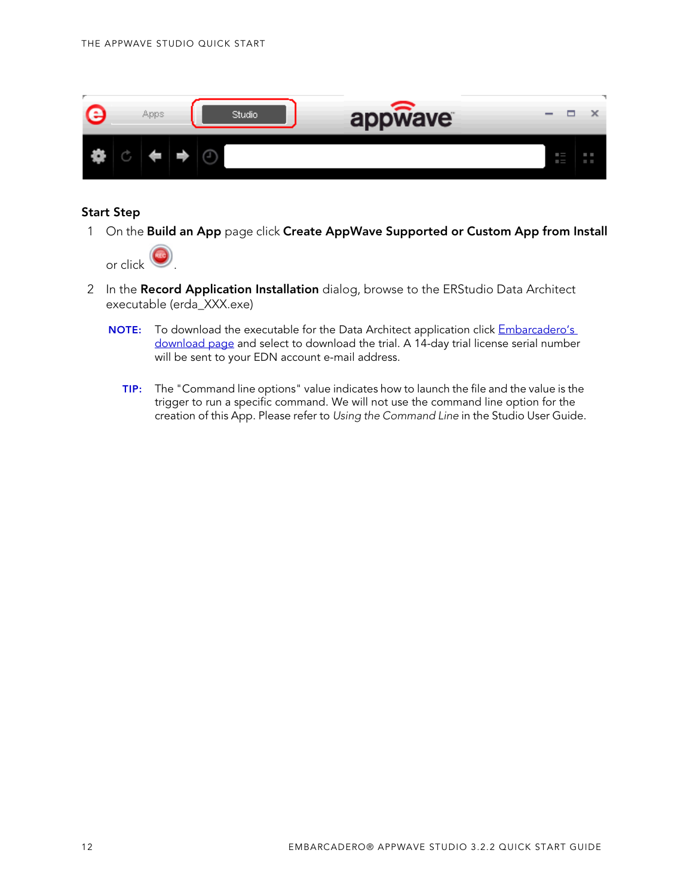### Start Step

1. On the **Build an App** page click **Create AppWave Supported or Custom App from Install** or click .

2. In the **Record Application Installation** dialog, browse to the ERStudio Data Architect executable (erda_XXX.exe)

   **NOTE:** To download the executable for the Data Architect application click Embarcadero's download page and select to download the trial. A 14-day trial license serial number will be sent to your EDN account e-mail address.

   **TIP:** The "Command line options" value indicates how to launch the file and the value is the trigger to run a specific command. We will not use the command line option for the creation of this App. Please refer to *Using the Command Line* in the Studio User Guide.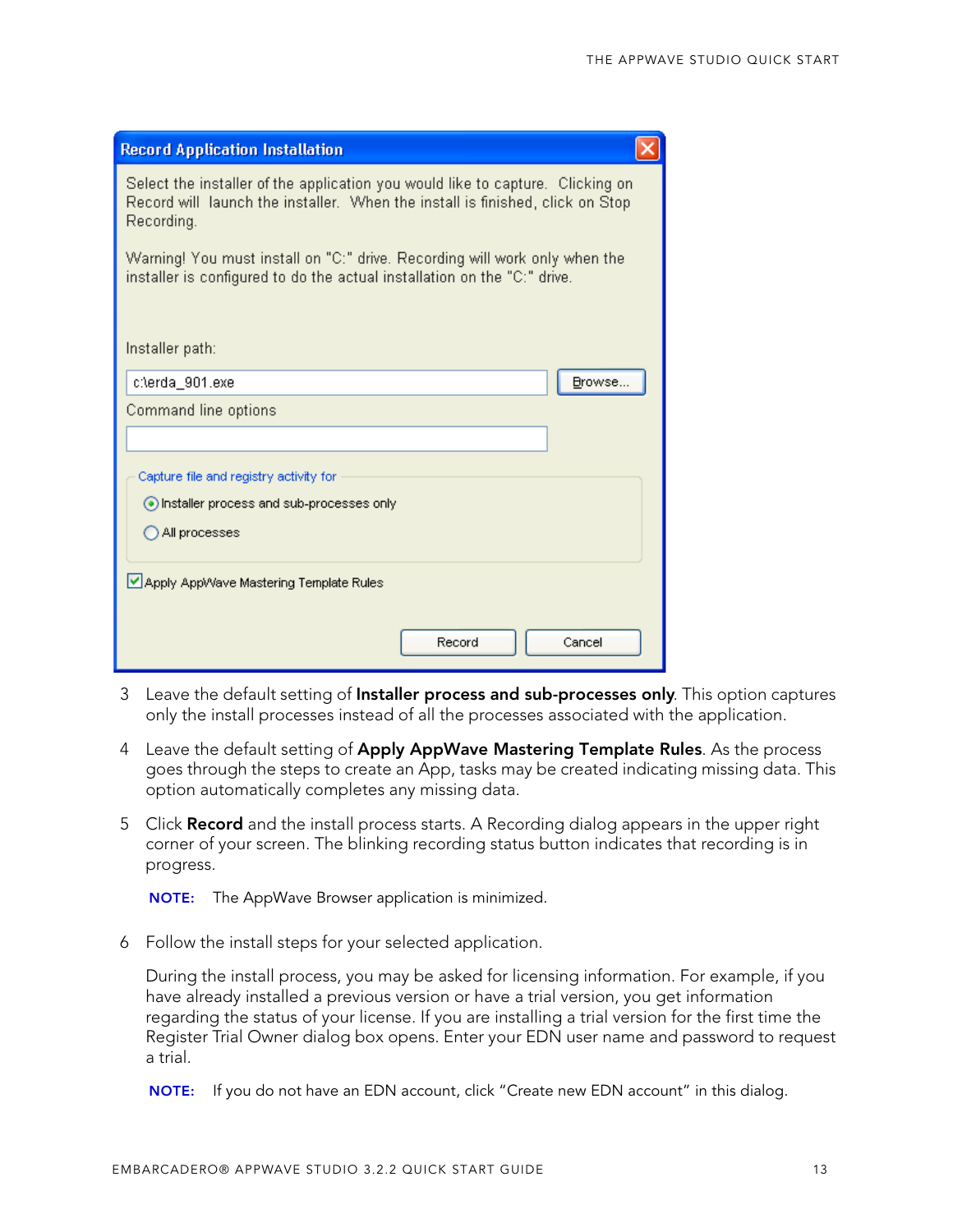3. Leave the default setting of **Installer process and sub-processes only**. This option captures only the install processes instead of all the processes associated with the application.

4. Leave the default setting of **Apply AppWave Mastering Template Rules**. As the process goes through the steps to create an App, tasks may be created indicating missing data. This option automatically completes any missing data.

5. Click **Record** and the install process starts. A Recording dialog appears in the upper right corner of your screen. The blinking recording status button indicates that recording is in progress.

   **NOTE:** The AppWave Browser application is minimized.

6. Follow the install steps for your selected application.

   During the install process, you may be asked for licensing information. For example, if you have already installed a previous version or have a trial version, you get information regarding the status of your license. If you are installing a trial version for the first time the Register Trial Owner dialog box opens. Enter your EDN user name and password to request a trial.

   **NOTE:** If you do not have an EDN account, click “Create new EDN account” in this dialog.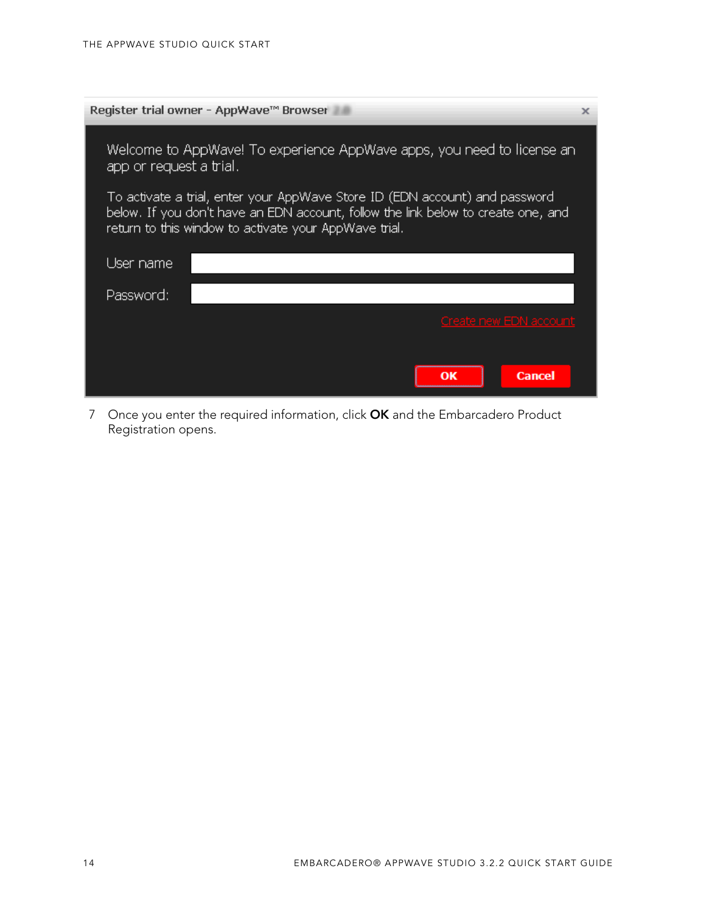Register trial owner - AppWave™ Browser

Welcome to AppWave! To experience AppWave apps, you need to license an app or request a trial.

To activate a trial, enter your AppWave Store ID (EDN account) and password below. If you don't have an EDN account, follow the link below to create one, and return to this window to activate your AppWave trial.

User name

Password:

Create new EDN account

OK Cancel

7 Once you enter the required information, click **OK** and the Embarcadero Product Registration opens.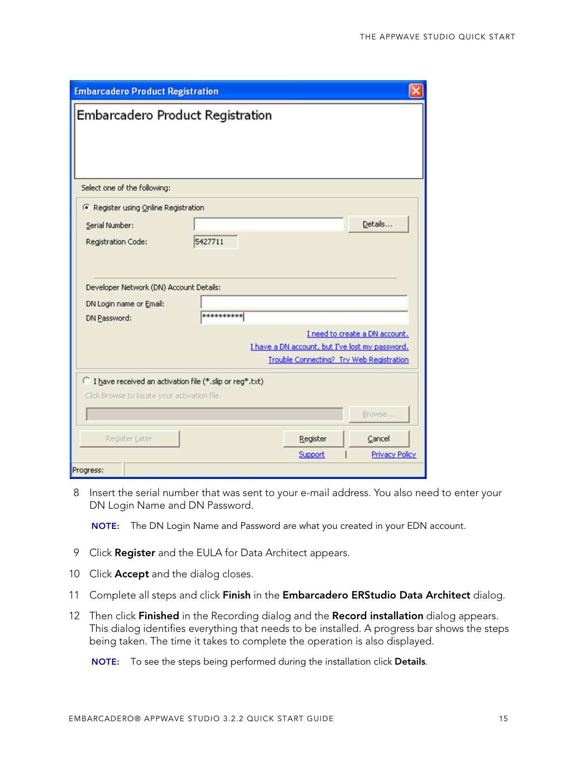8 Insert the serial number that was sent to your e-mail address. You also need to enter your DN Login Name and DN Password.

   **NOTE:** The DN Login Name and Password are what you created in your EDN account.

9 Click **Register** and the EULA for Data Architect appears.

10 Click **Accept** and the dialog closes.

11 Complete all steps and click **Finish** in the **Embarcadero ERStudio Data Architect** dialog.

12 Then click **Finished** in the Recording dialog and the **Record installation** dialog appears. This dialog identifies everything that needs to be installed. A progress bar shows the steps being taken. The time it takes to complete the operation is also displayed.

   **NOTE:** To see the steps being performed during the installation click **Details**.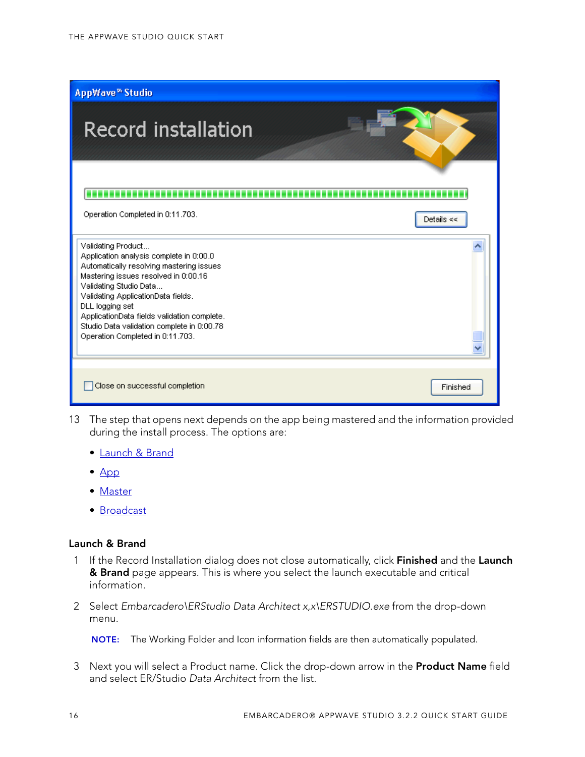13 The step that opens next depends on the app being mastered and the information provided during the install process. The options are:

- Launch & Brand
- App
- Master
- Broadcast

### Launch & Brand

1 If the Record Installation dialog does not close automatically, click **Finished** and the **Launch & Brand** page appears. This is where you select the launch executable and critical information.

2 Select *Embarcadero\ERStudio Data Architect x,x\ERSTUDIO.exe* from the drop-down menu.

**NOTE:** The Working Folder and Icon information fields are then automatically populated.

3 Next you will select a Product name. Click the drop-down arrow in the **Product Name** field and select ER/Studio *Data Architect* from the list.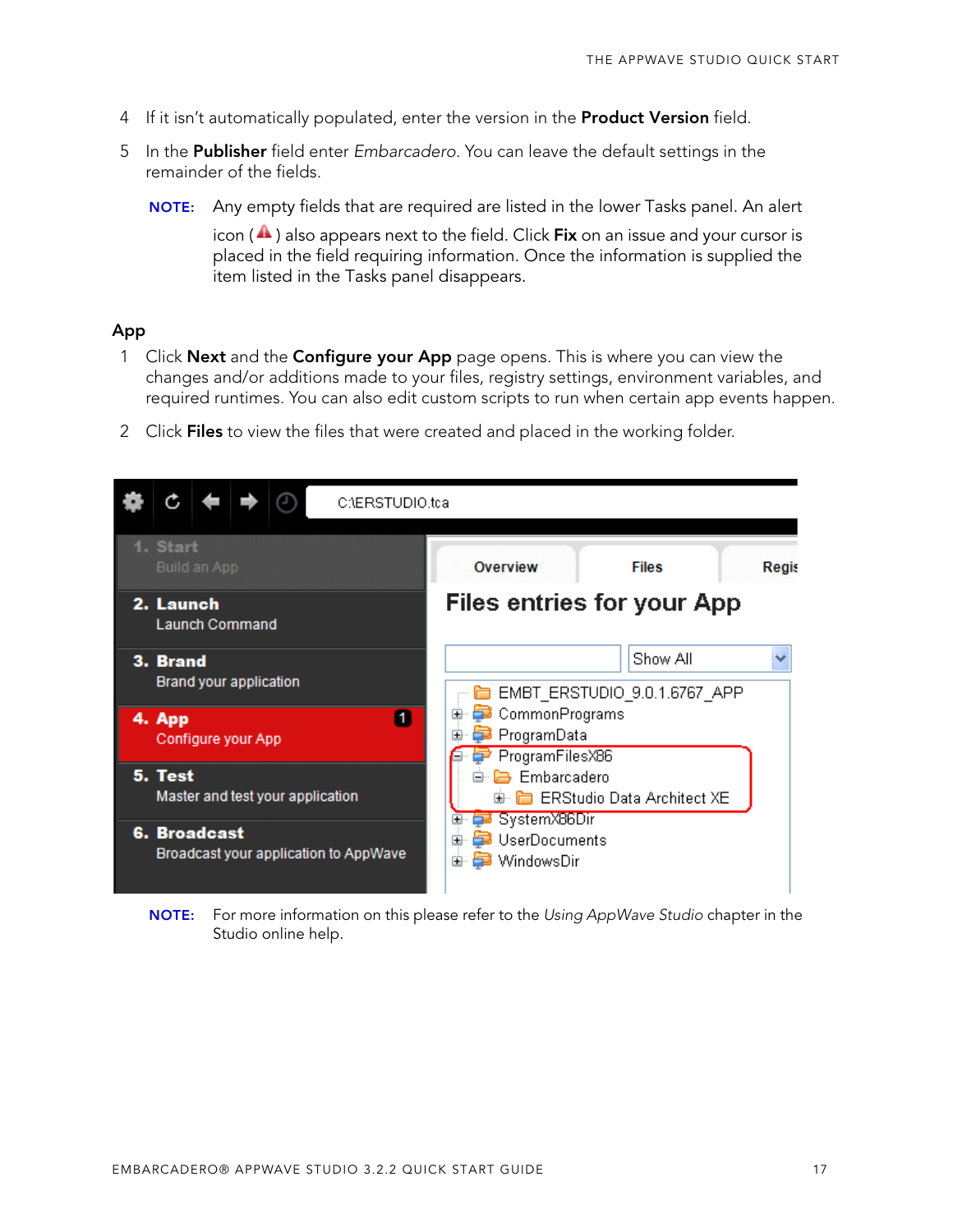4 If it isn't automatically populated, enter the version in the **Product Version** field.

5 In the **Publisher** field enter *Embarcadero*. You can leave the default settings in the remainder of the fields.

**NOTE:** Any empty fields that are required are listed in the lower Tasks panel. An alert icon ( ) also appears next to the field. Click **Fix** on an issue and your cursor is placed in the field requiring information. Once the information is supplied the item listed in the Tasks panel disappears.

### App

1 Click **Next** and the **Configure your App** page opens. This is where you can view the changes and/or additions made to your files, registry settings, environment variables, and required runtimes. You can also edit custom scripts to run when certain app events happen.

2 Click **Files** to view the files that were created and placed in the working folder.

**NOTE:** For more information on this please refer to the *Using AppWave Studio* chapter in the Studio online help.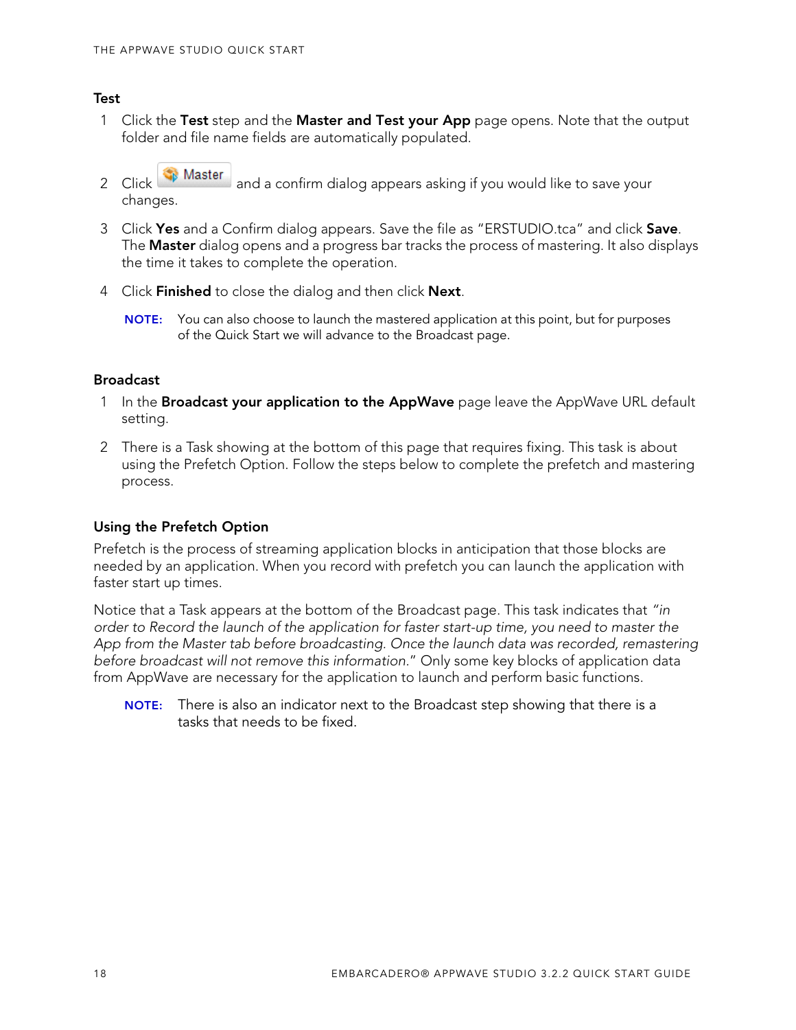### Test

1. Click the **Test** step and the **Master and Test your App** page opens. Note that the output folder and file name fields are automatically populated.

2. Click **Master** and a confirm dialog appears asking if you would like to save your changes.

3. Click **Yes** and a Confirm dialog appears. Save the file as "ERSTUDIO.tca" and click **Save**. The **Master** dialog opens and a progress bar tracks the process of mastering. It also displays the time it takes to complete the operation.

4. Click **Finished** to close the dialog and then click **Next**.

   **NOTE:** You can also choose to launch the mastered application at this point, but for purposes of the Quick Start we will advance to the Broadcast page.

### Broadcast

1. In the **Broadcast your application to the AppWave** page leave the AppWave URL default setting.

2. There is a Task showing at the bottom of this page that requires fixing. This task is about using the Prefetch Option. Follow the steps below to complete the prefetch and mastering process.

### Using the Prefetch Option

Prefetch is the process of streaming application blocks in anticipation that those blocks are needed by an application. When you record with prefetch you can launch the application with faster start up times.

Notice that a Task appears at the bottom of the Broadcast page. This task indicates that *"in order to Record the launch of the application for faster start-up time, you need to master the App from the Master tab before broadcasting. Once the launch data was recorded, remastering before broadcast will not remove this information.*" Only some key blocks of application data from AppWave are necessary for the application to launch and perform basic functions.

**NOTE:** There is also an indicator next to the Broadcast step showing that there is a tasks that needs to be fixed.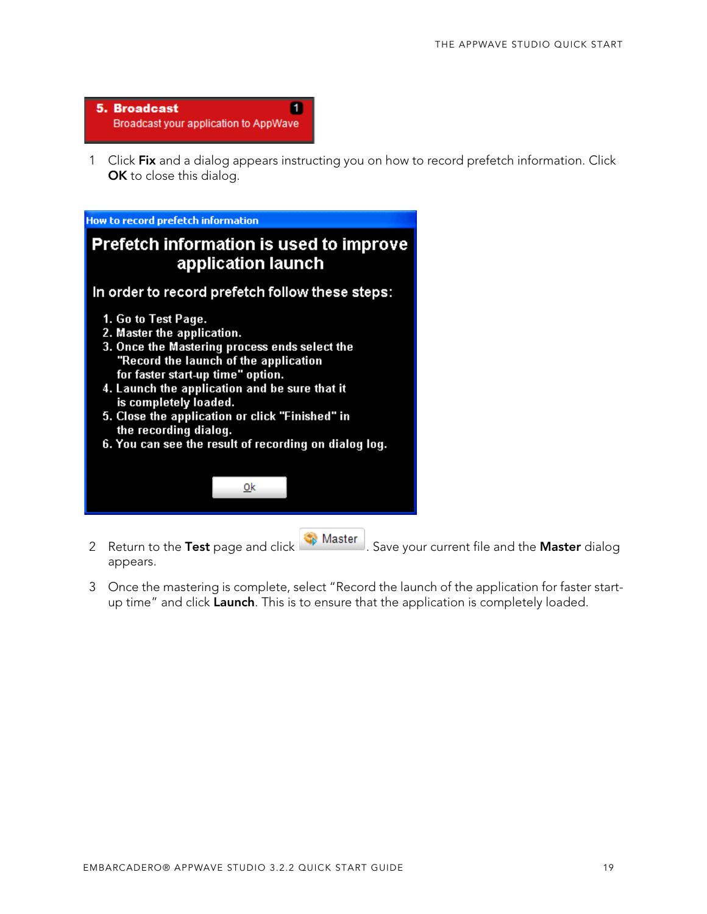**5. Broadcast** 1
Broadcast your application to AppWave

1. Click **Fix** and a dialog appears instructing you on how to record prefetch information. Click **OK** to close this dialog.

**How to record prefetch information**

**Prefetch information is used to improve application launch**

**In order to record prefetch follow these steps:**

1. Go to Test Page.
2. Master the application.
3. Once the Mastering process ends select the "Record the launch of the application for faster start-up time" option.
4. Launch the application and be sure that it is completely loaded.
5. Close the application or click "Finished" in the recording dialog.
6. You can see the result of recording on dialog log.

Ok

2. Return to the **Test** page and click Master. Save your current file and the **Master** dialog appears.

3. Once the mastering is complete, select "Record the launch of the application for faster start-up time" and click **Launch**. This is to ensure that the application is completely loaded.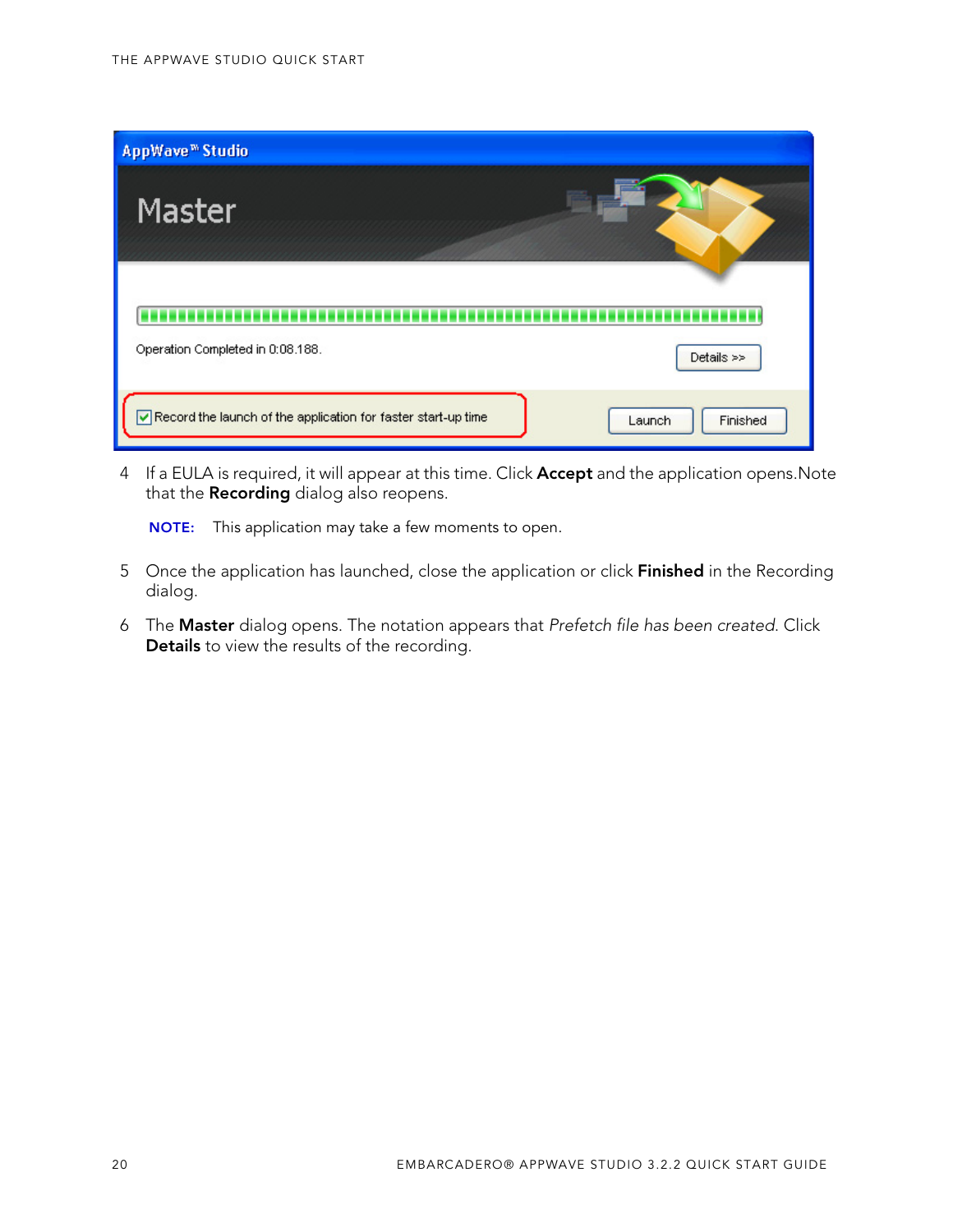4 If a EULA is required, it will appear at this time. Click **Accept** and the application opens.Note that the **Recording** dialog also reopens.

**NOTE:** This application may take a few moments to open.

5 Once the application has launched, close the application or click **Finished** in the Recording dialog.

6 The **Master** dialog opens. The notation appears that *Prefetch file has been created*. Click **Details** to view the results of the recording.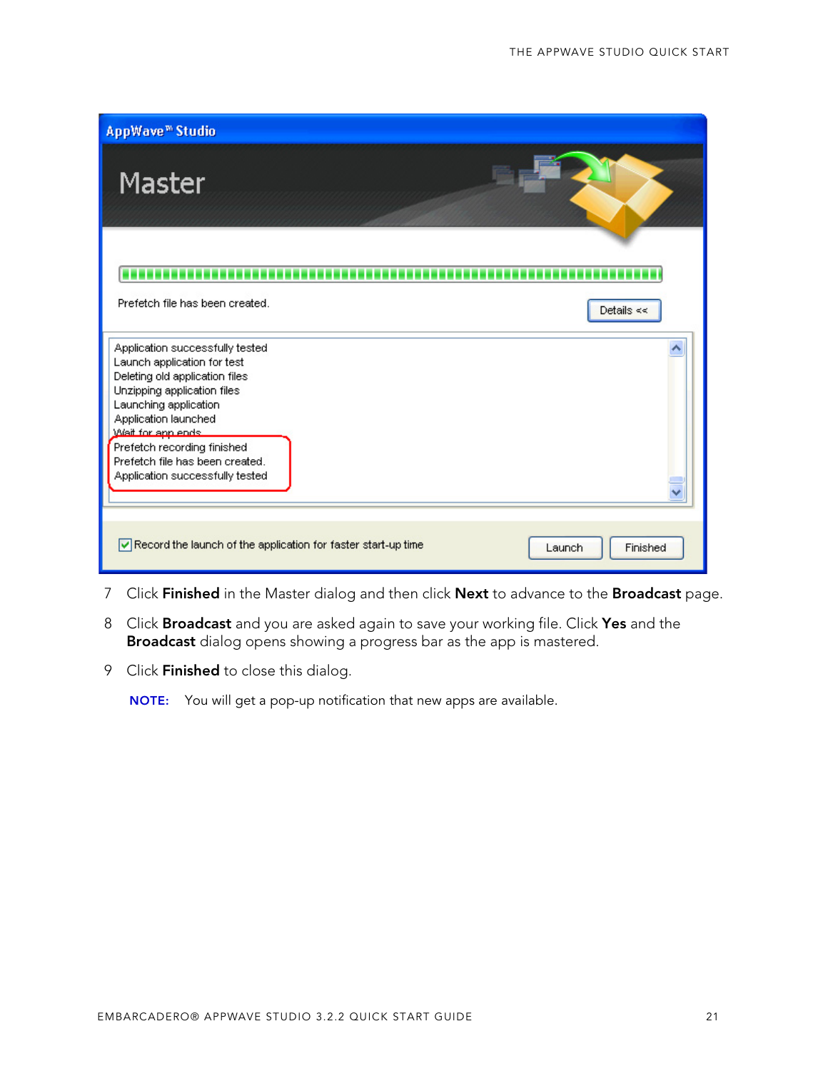7 Click **Finished** in the Master dialog and then click **Next** to advance to the **Broadcast** page.

8 Click **Broadcast** and you are asked again to save your working file. Click **Yes** and the **Broadcast** dialog opens showing a progress bar as the app is mastered.

9 Click **Finished** to close this dialog.

**NOTE:** You will get a pop-up notification that new apps are available.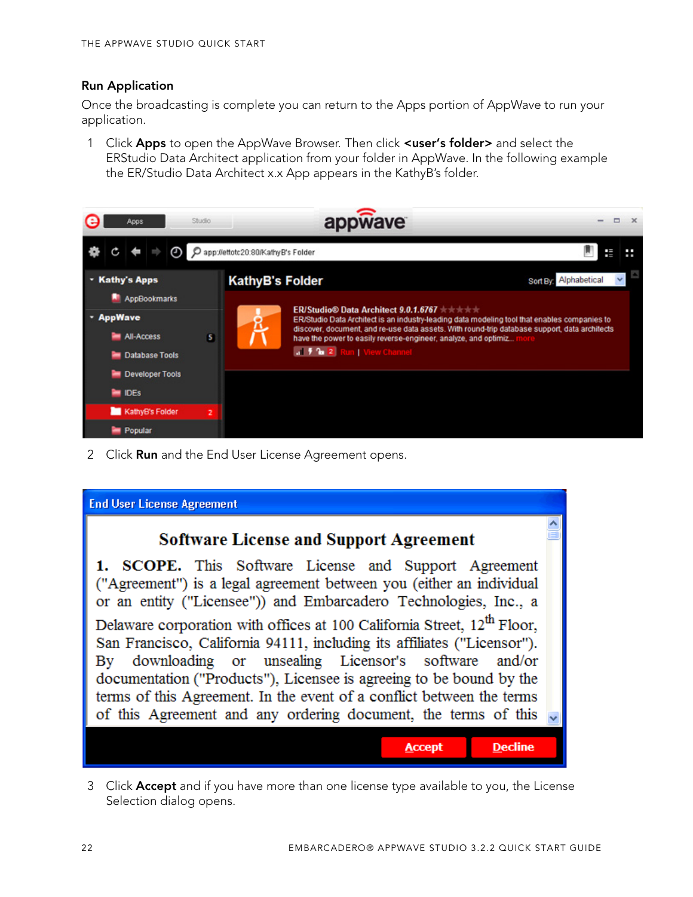### Run Application

Once the broadcasting is complete you can return to the Apps portion of AppWave to run your application.

1. Click **Apps** to open the AppWave Browser. Then click **<user's folder>** and select the ERStudio Data Architect application from your folder in AppWave. In the following example the ER/Studio Data Architect x.x App appears in the KathyB's folder.

2. Click **Run** and the End User License Agreement opens.

3. Click **Accept** and if you have more than one license type available to you, the License Selection dialog opens.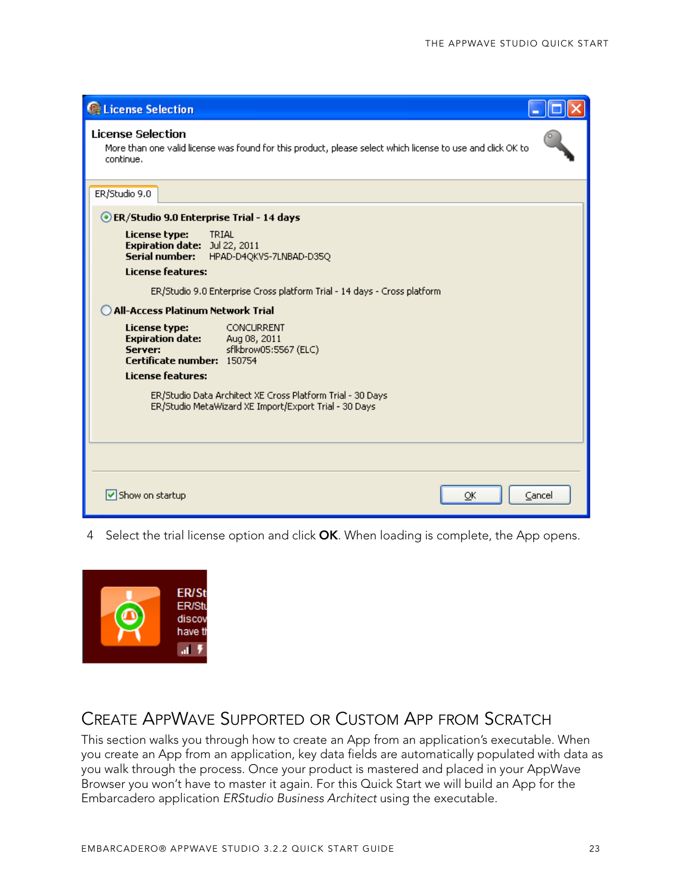4 Select the trial license option and click **OK**. When loading is complete, the App opens.

## Create AppWave Supported or Custom App from Scratch

This section walks you through how to create an App from an application's executable. When you create an App from an application, key data fields are automatically populated with data as you walk through the process. Once your product is mastered and placed in your AppWave Browser you won't have to master it again. For this Quick Start we will build an App for the Embarcadero application *ERStudio Business Architect* using the executable.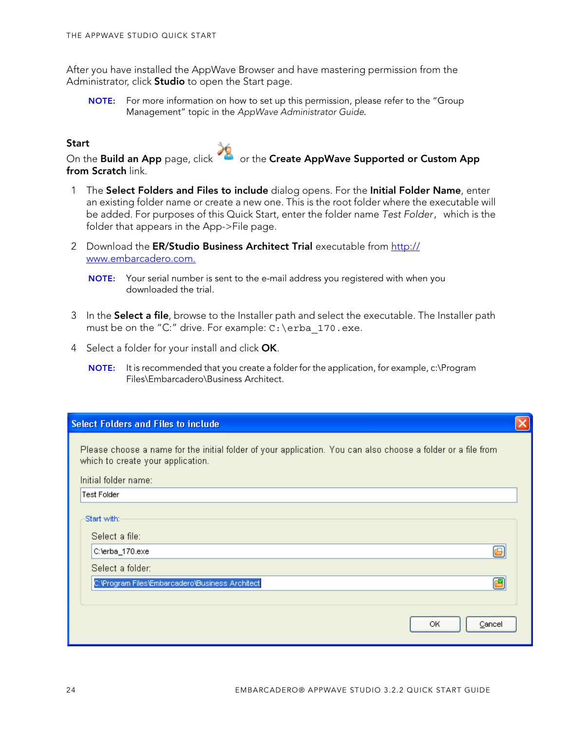After you have installed the AppWave Browser and have mastering permission from the Administrator, click **Studio** to open the Start page.

> **NOTE:** For more information on how to set up this permission, please refer to the "Group Management" topic in the *AppWave Administrator Guide*.

### Start

On the **Build an App** page, click or the **Create AppWave Supported or Custom App from Scratch** link.

1. The **Select Folders and Files to include** dialog opens. For the **Initial Folder Name**, enter an existing folder name or create a new one. This is the root folder where the executable will be added. For purposes of this Quick Start, enter the folder name *Test Folder*, which is the folder that appears in the App->File page.
2. Download the **ER/Studio Business Architect Trial** executable from http://www.embarcadero.com.

   > **NOTE:** Your serial number is sent to the e-mail address you registered with when you downloaded the trial.

3. In the **Select a file**, browse to the Installer path and select the executable. The Installer path must be on the "C:" drive. For example: `C:\erba_170.exe`.
4. Select a folder for your install and click **OK**.

   > **NOTE:** It is recommended that you create a folder for the application, for example, c:\Program Files\Embarcadero\Business Architect.

**Select Folders and Files to include**

Please choose a name for the initial folder of your application. You can also choose a folder or a file from which to create your application.

Initial folder name: Test Folder

Start with:

Select a file: C:\erba_170.exe

Select a folder: C:\Program Files\Embarcadero\Business Architect

OK | Cancel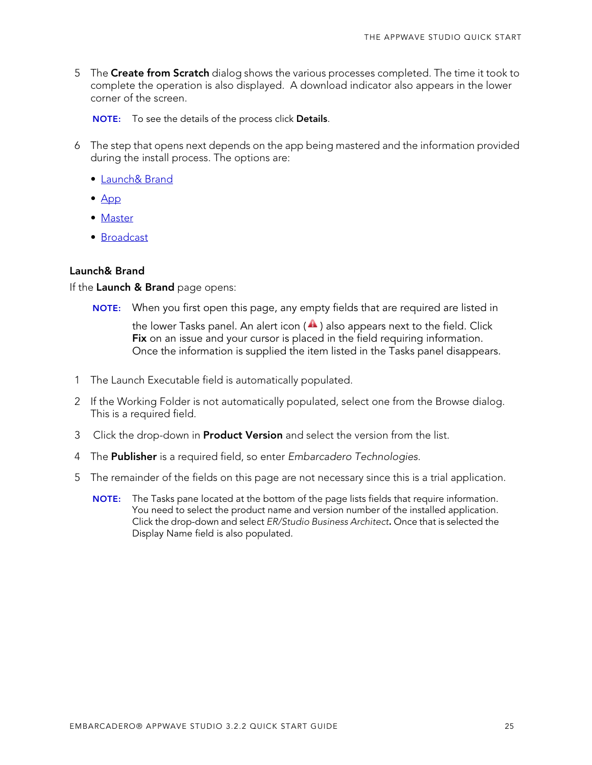5 The **Create from Scratch** dialog shows the various processes completed. The time it took to complete the operation is also displayed. A download indicator also appears in the lower corner of the screen.

   **NOTE:** To see the details of the process click **Details**.

6 The step that opens next depends on the app being mastered and the information provided during the install process. The options are:

   - Launch& Brand
   - App
   - Master
   - Broadcast

### Launch& Brand

If the **Launch & Brand** page opens:

**NOTE:** When you first open this page, any empty fields that are required are listed in the lower Tasks panel. An alert icon ( ) also appears next to the field. Click **Fix** on an issue and your cursor is placed in the field requiring information. Once the information is supplied the item listed in the Tasks panel disappears.

1 The Launch Executable field is automatically populated.

2 If the Working Folder is not automatically populated, select one from the Browse dialog. This is a required field.

3 Click the drop-down in **Product Version** and select the version from the list.

4 The **Publisher** is a required field, so enter *Embarcadero Technologies*.

5 The remainder of the fields on this page are not necessary since this is a trial application.

   **NOTE:** The Tasks pane located at the bottom of the page lists fields that require information. You need to select the product name and version number of the installed application. Click the drop-down and select *ER/Studio Business Architect***.** Once that is selected the Display Name field is also populated.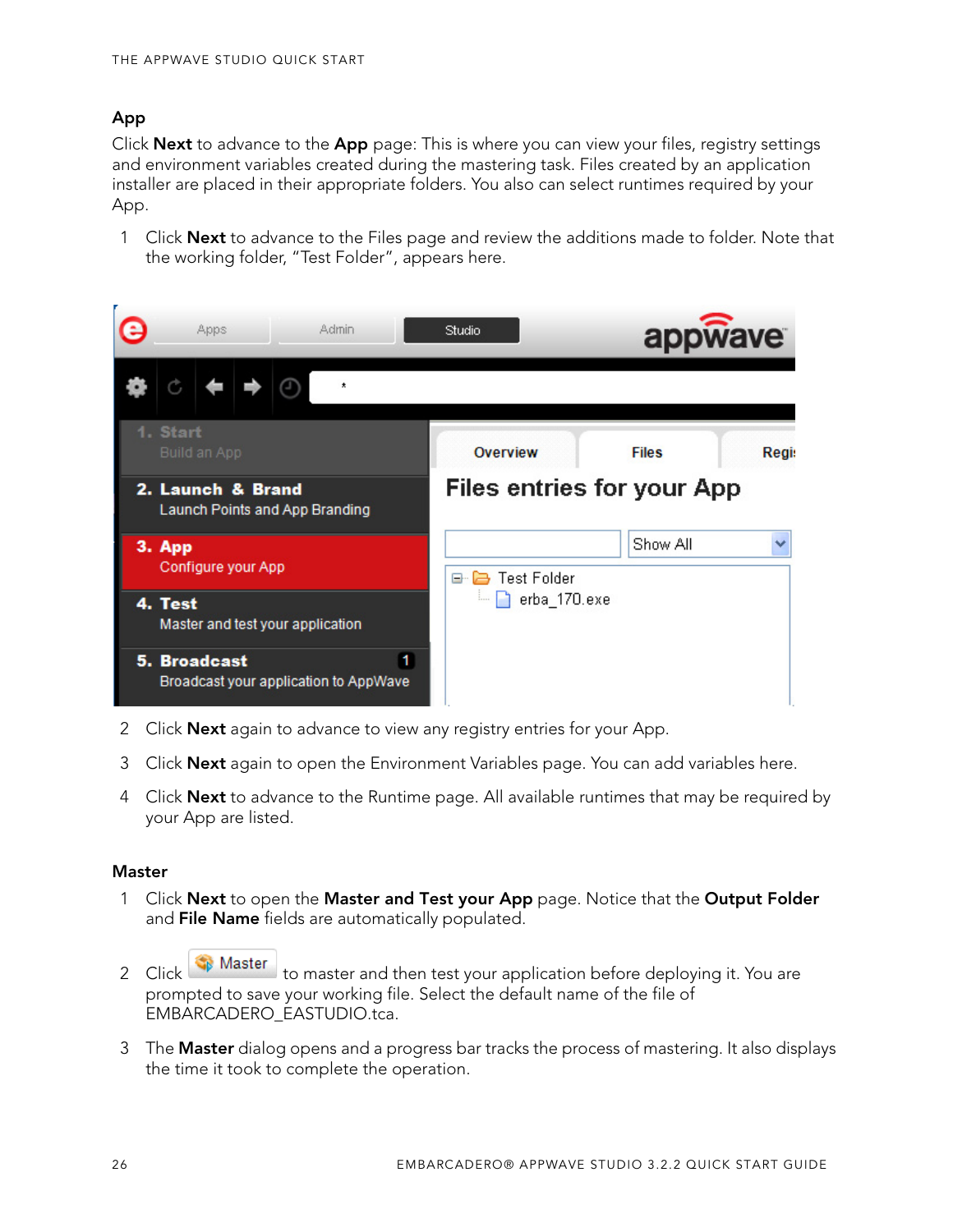## App

Click **Next** to advance to the **App** page: This is where you can view your files, registry settings and environment variables created during the mastering task. Files created by an application installer are placed in their appropriate folders. You also can select runtimes required by your App.

1. Click **Next** to advance to the Files page and review the additions made to folder. Note that the working folder, "Test Folder", appears here.

2. Click **Next** again to advance to view any registry entries for your App.
3. Click **Next** again to open the Environment Variables page. You can add variables here.
4. Click **Next** to advance to the Runtime page. All available runtimes that may be required by your App are listed.

## Master

1. Click **Next** to open the **Master and Test your App** page. Notice that the **Output Folder** and **File Name** fields are automatically populated.
2. Click Master to master and then test your application before deploying it. You are prompted to save your working file. Select the default name of the file of EMBARCADERO_EASTUDIO.tca.
3. The **Master** dialog opens and a progress bar tracks the process of mastering. It also displays the time it took to complete the operation.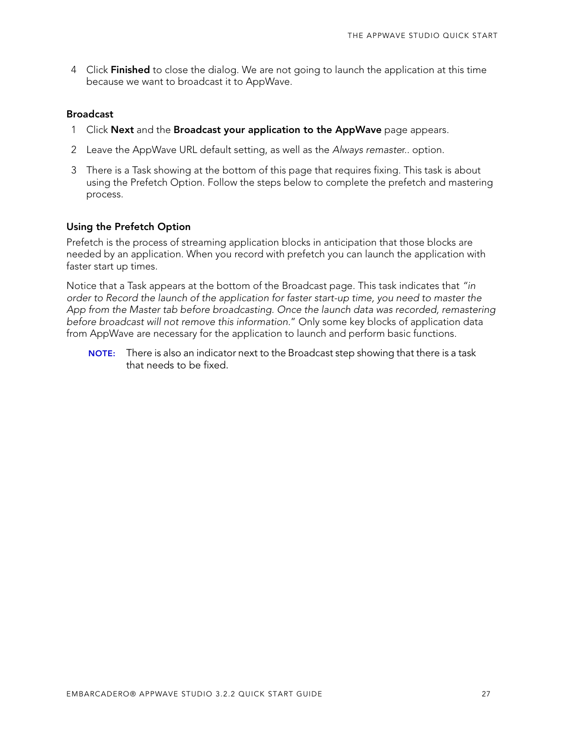4 Click **Finished** to close the dialog. We are not going to launch the application at this time because we want to broadcast it to AppWave.

### Broadcast

1 Click **Next** and the **Broadcast your application to the AppWave** page appears.

2 Leave the AppWave URL default setting, as well as the *Always remaster*.. option.

3 There is a Task showing at the bottom of this page that requires fixing. This task is about using the Prefetch Option. Follow the steps below to complete the prefetch and mastering process.

### Using the Prefetch Option

Prefetch is the process of streaming application blocks in anticipation that those blocks are needed by an application. When you record with prefetch you can launch the application with faster start up times.

Notice that a Task appears at the bottom of the Broadcast page. This task indicates that *"in order to Record the launch of the application for faster start-up time, you need to master the App from the Master tab before broadcasting. Once the launch data was recorded, remastering before broadcast will not remove this information.*" Only some key blocks of application data from AppWave are necessary for the application to launch and perform basic functions.

> **NOTE:** There is also an indicator next to the Broadcast step showing that there is a task that needs to be fixed.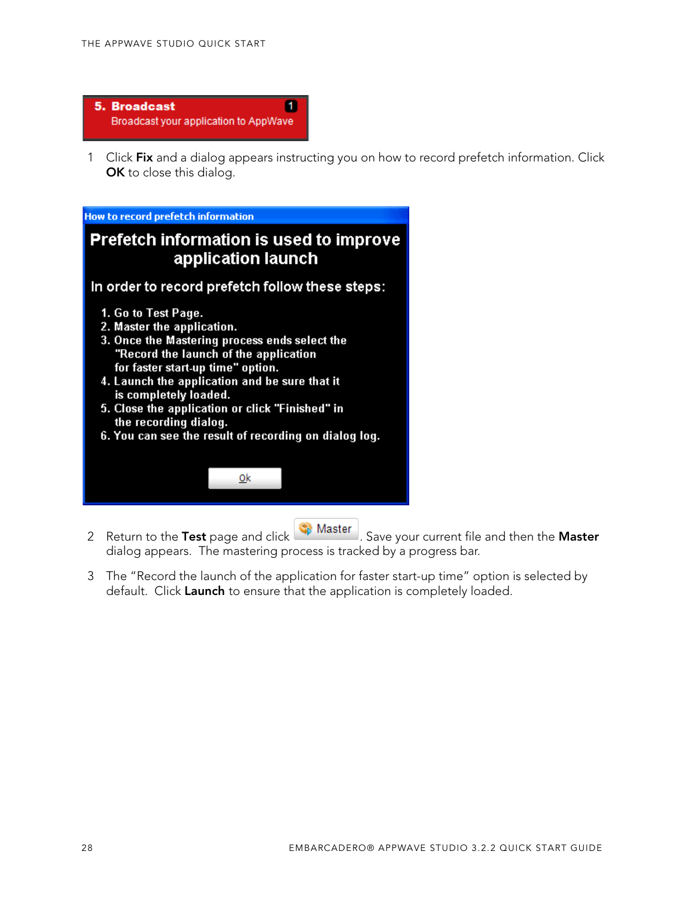1. Click **Fix** and a dialog appears instructing you on how to record prefetch information. Click **OK** to close this dialog.

2. Return to the **Test** page and click Master. Save your current file and then the **Master** dialog appears. The mastering process is tracked by a progress bar.

3. The "Record the launch of the application for faster start-up time" option is selected by default. Click **Launch** to ensure that the application is completely loaded.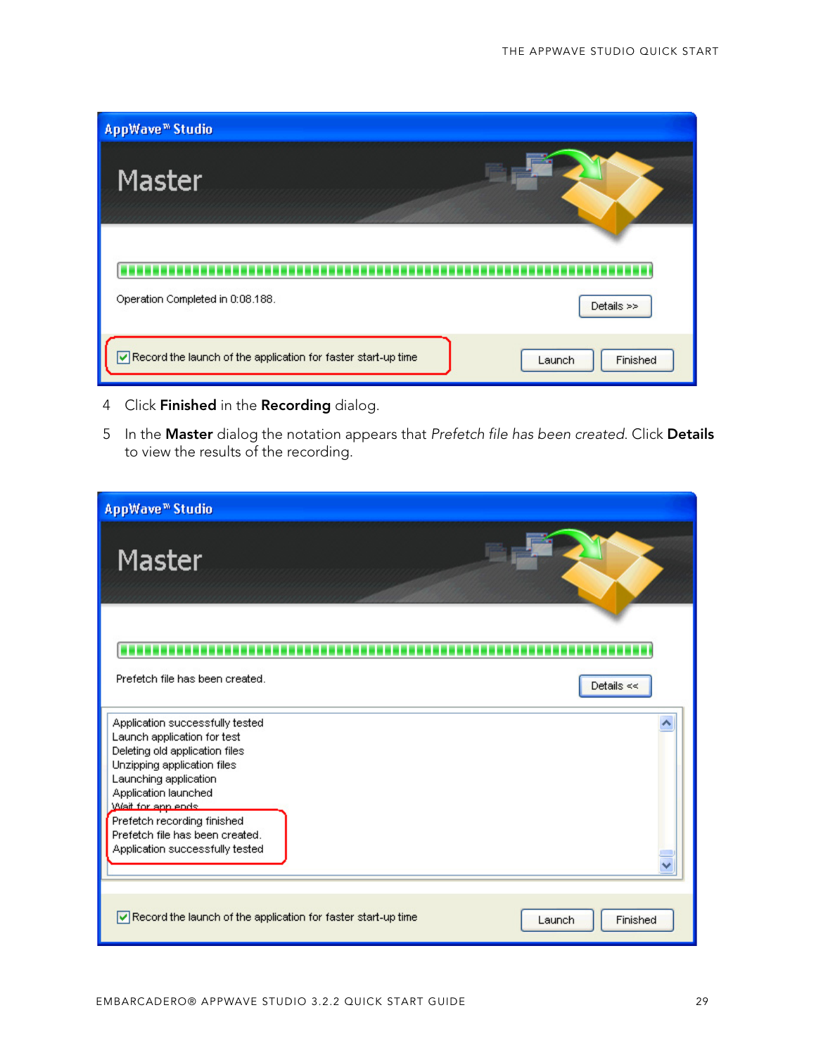4 Click **Finished** in the **Recording** dialog.

5 In the **Master** dialog the notation appears that *Prefetch file has been created*. Click **Details** to view the results of the recording.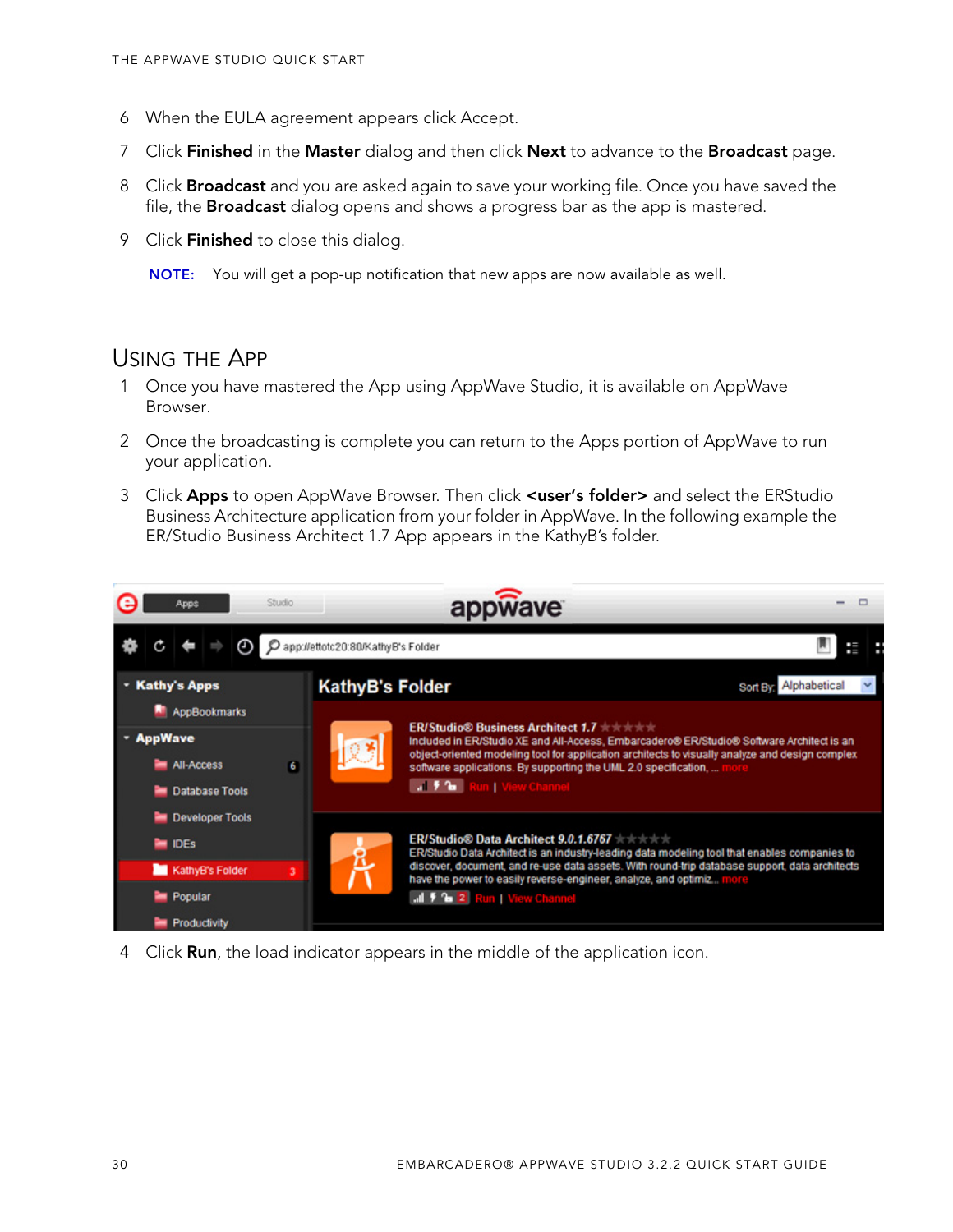6 When the EULA agreement appears click Accept.

7 Click **Finished** in the **Master** dialog and then click **Next** to advance to the **Broadcast** page.

8 Click **Broadcast** and you are asked again to save your working file. Once you have saved the file, the **Broadcast** dialog opens and shows a progress bar as the app is mastered.

9 Click **Finished** to close this dialog.

**NOTE:** You will get a pop-up notification that new apps are now available as well.

## Using the App

1 Once you have mastered the App using AppWave Studio, it is available on AppWave Browser.

2 Once the broadcasting is complete you can return to the Apps portion of AppWave to run your application.

3 Click **Apps** to open AppWave Browser. Then click **<user's folder>** and select the ERStudio Business Architecture application from your folder in AppWave. In the following example the ER/Studio Business Architect 1.7 App appears in the KathyB's folder.

4 Click **Run**, the load indicator appears in the middle of the application icon.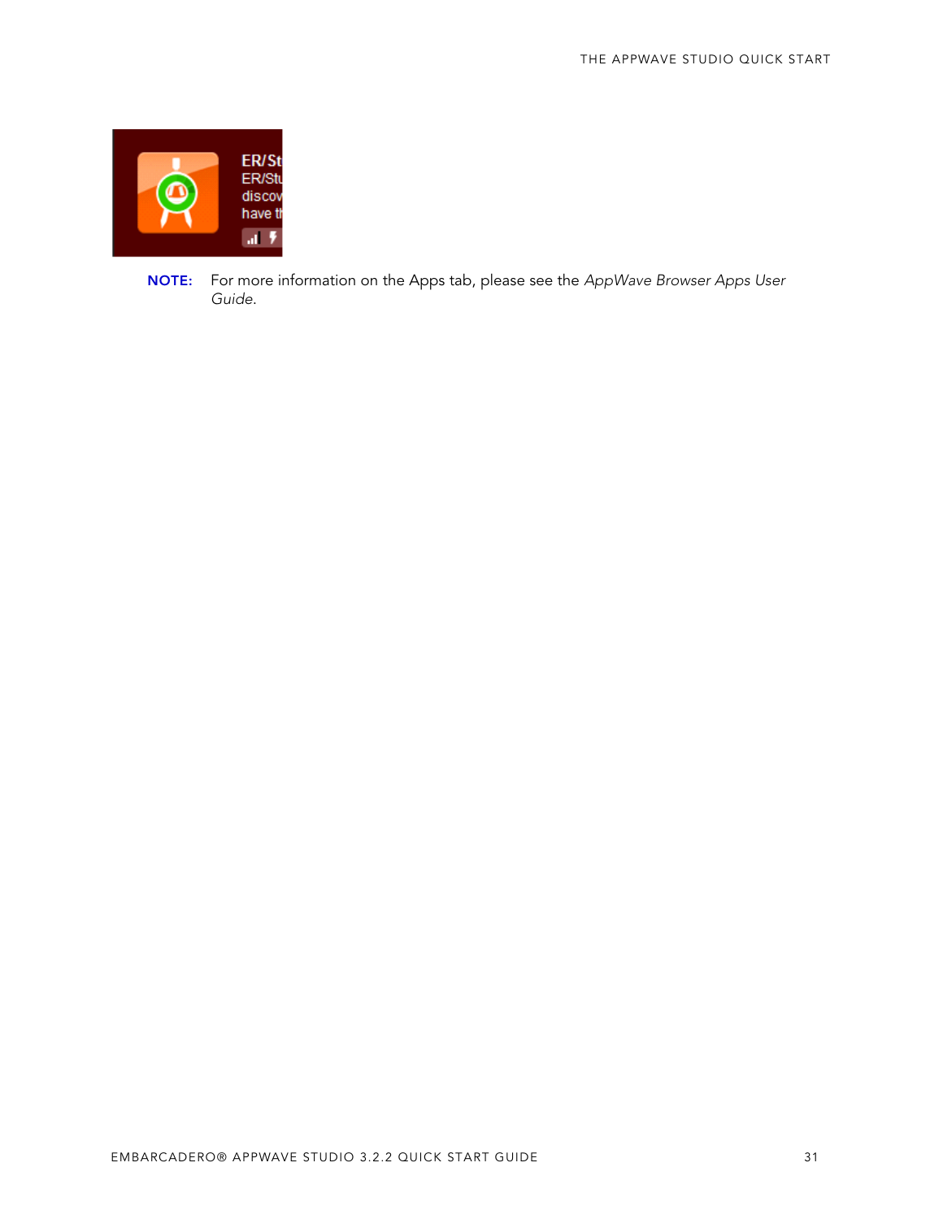**NOTE:** For more information on the Apps tab, please see the *AppWave Browser Apps User Guide*.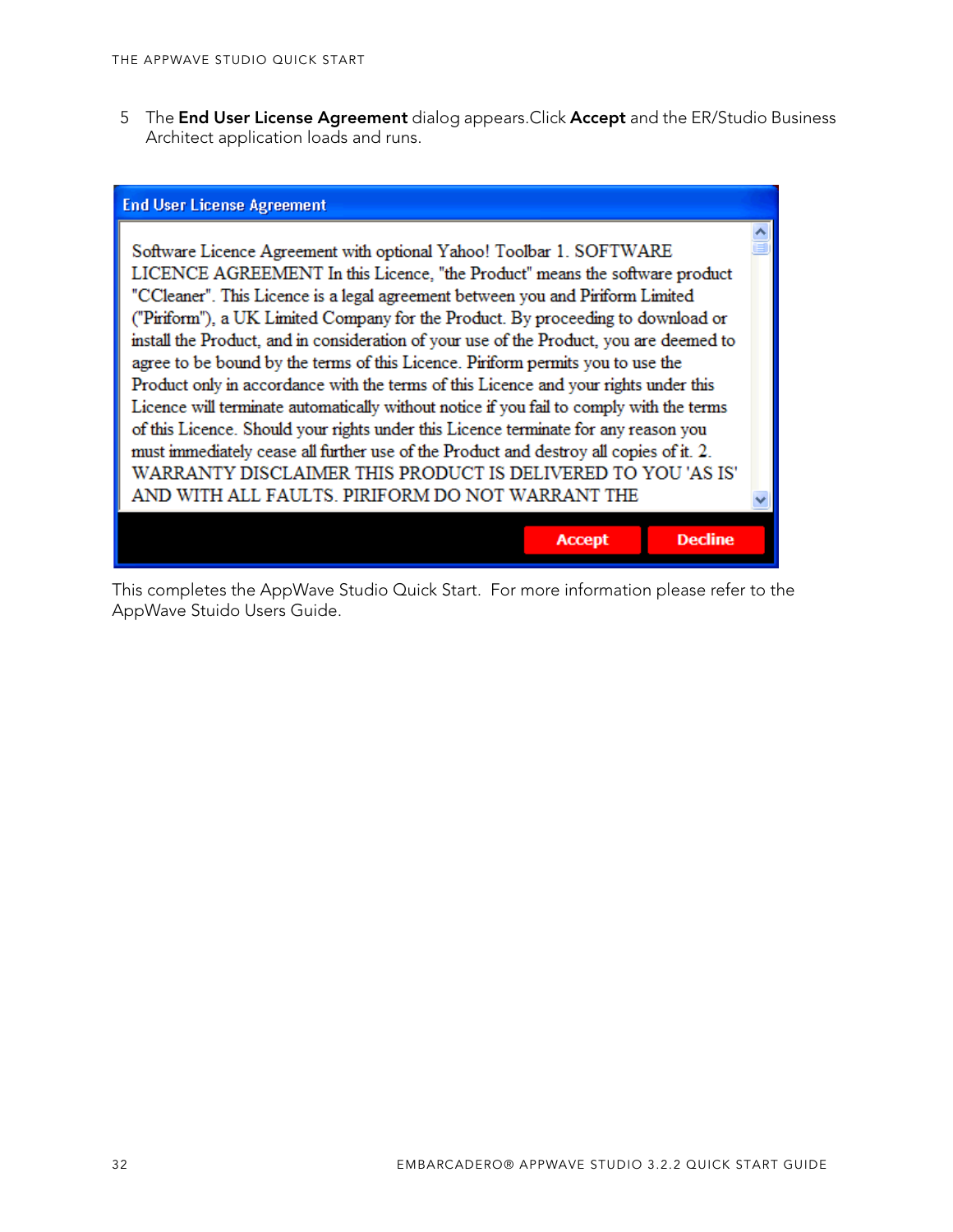5 The **End User License Agreement** dialog appears.Click **Accept** and the ER/Studio Business Architect application loads and runs.

**End User License Agreement**

Software Licence Agreement with optional Yahoo! Toolbar 1. SOFTWARE LICENCE AGREEMENT In this Licence, "the Product" means the software product "CCleaner". This Licence is a legal agreement between you and Piriform Limited ("Piriform"), a UK Limited Company for the Product. By proceeding to download or install the Product, and in consideration of your use of the Product, you are deemed to agree to be bound by the terms of this Licence. Piriform permits you to use the Product only in accordance with the terms of this Licence and your rights under this Licence will terminate automatically without notice if you fail to comply with the terms of this Licence. Should your rights under this Licence terminate for any reason you must immediately cease all further use of the Product and destroy all copies of it. 2. WARRANTY DISCLAIMER THIS PRODUCT IS DELIVERED TO YOU 'AS IS' AND WITH ALL FAULTS. PIRIFORM DO NOT WARRANT THE

Accept | Decline

This completes the AppWave Studio Quick Start. For more information please refer to the AppWave Stuido Users Guide.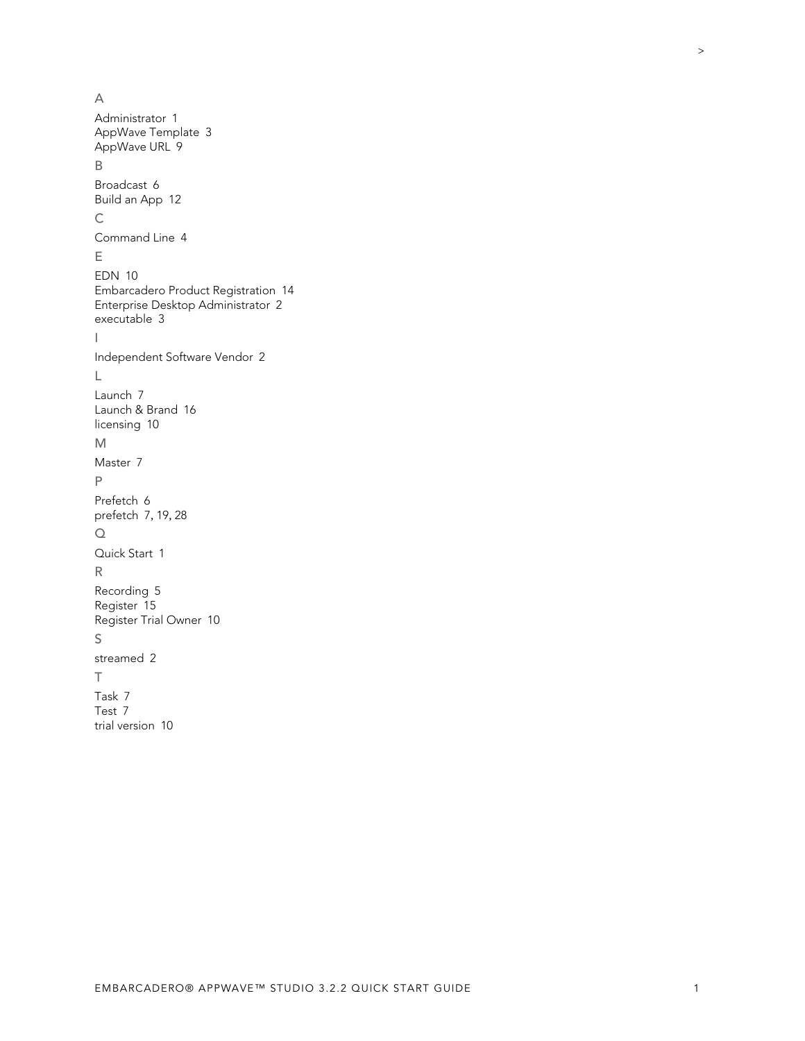## A

Administrator 1
AppWave Template 3
AppWave URL 9

## B

Broadcast 6
Build an App 12

## C

Command Line 4

## E

EDN 10
Embarcadero Product Registration 14
Enterprise Desktop Administrator 2
executable 3

## I

Independent Software Vendor 2

## L

Launch 7
Launch & Brand 16
licensing 10

## M

Master 7

## P

Prefetch 6
prefetch 7, 19, 28

## Q

Quick Start 1

## R

Recording 5
Register 15
Register Trial Owner 10

## S

streamed 2

## T

Task 7
Test 7
trial version 10